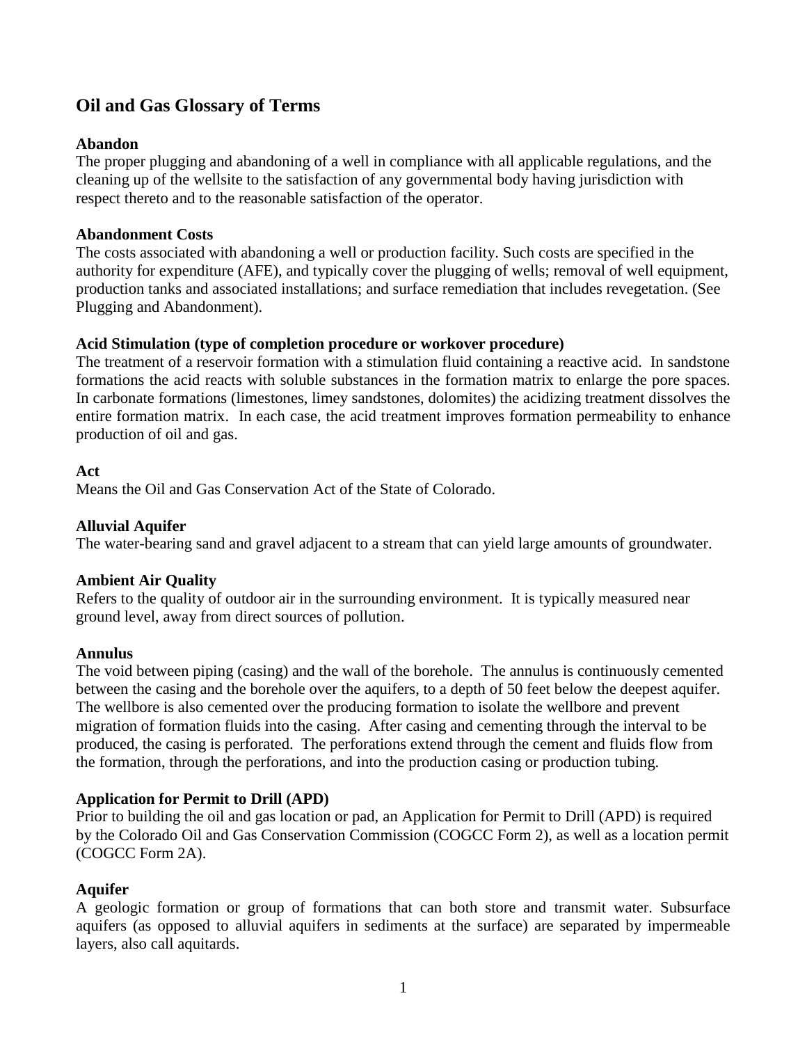## Oil and Gas Glossary of Terms

**Abandon**
The proper plugging and abandoning of a well in compliance with all applicable regulations, and the cleaning up of the wellsite to the satisfaction of any governmental body having jurisdiction with respect thereto and to the reasonable satisfaction of the operator.

**Abandonment Costs**
The costs associated with abandoning a well or production facility. Such costs are specified in the authority for expenditure (AFE), and typically cover the plugging of wells; removal of well equipment, production tanks and associated installations; and surface remediation that includes revegetation. (See Plugging and Abandonment).

**Acid Stimulation (type of completion procedure or workover procedure)**
The treatment of a reservoir formation with a stimulation fluid containing a reactive acid. In sandstone formations the acid reacts with soluble substances in the formation matrix to enlarge the pore spaces. In carbonate formations (limestones, limey sandstones, dolomites) the acidizing treatment dissolves the entire formation matrix. In each case, the acid treatment improves formation permeability to enhance production of oil and gas.

**Act**
Means the Oil and Gas Conservation Act of the State of Colorado.

**Alluvial Aquifer**
The water-bearing sand and gravel adjacent to a stream that can yield large amounts of groundwater.

**Ambient Air Quality**
Refers to the quality of outdoor air in the surrounding environment. It is typically measured near ground level, away from direct sources of pollution.

**Annulus**
The void between piping (casing) and the wall of the borehole. The annulus is continuously cemented between the casing and the borehole over the aquifers, to a depth of 50 feet below the deepest aquifer. The wellbore is also cemented over the producing formation to isolate the wellbore and prevent migration of formation fluids into the casing. After casing and cementing through the interval to be produced, the casing is perforated. The perforations extend through the cement and fluids flow from the formation, through the perforations, and into the production casing or production tubing.

**Application for Permit to Drill (APD)**
Prior to building the oil and gas location or pad, an Application for Permit to Drill (APD) is required by the Colorado Oil and Gas Conservation Commission (COGCC Form 2), as well as a location permit (COGCC Form 2A).

**Aquifer**
A geologic formation or group of formations that can both store and transmit water. Subsurface aquifers (as opposed to alluvial aquifers in sediments at the surface) are separated by impermeable layers, also call aquitards.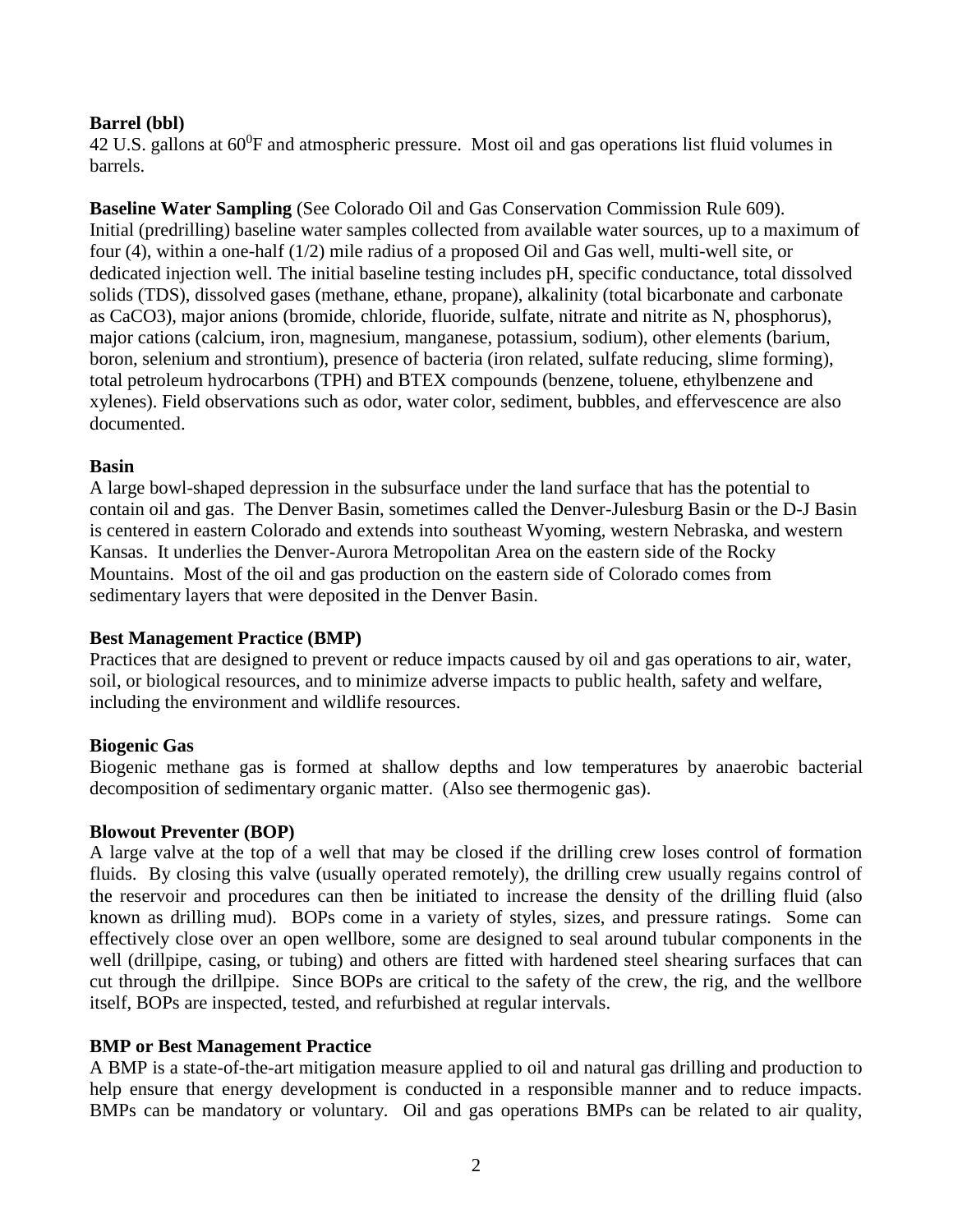**Barrel (bbl)**
42 U.S. gallons at $60^0$F and atmospheric pressure. Most oil and gas operations list fluid volumes in barrels.

**Baseline Water Sampling** (See Colorado Oil and Gas Conservation Commission Rule 609).
Initial (predrilling) baseline water samples collected from available water sources, up to a maximum of four (4), within a one-half (1/2) mile radius of a proposed Oil and Gas well, multi-well site, or dedicated injection well. The initial baseline testing includes pH, specific conductance, total dissolved solids (TDS), dissolved gases (methane, ethane, propane), alkalinity (total bicarbonate and carbonate as CaCO3), major anions (bromide, chloride, fluoride, sulfate, nitrate and nitrite as N, phosphorus), major cations (calcium, iron, magnesium, manganese, potassium, sodium), other elements (barium, boron, selenium and strontium), presence of bacteria (iron related, sulfate reducing, slime forming), total petroleum hydrocarbons (TPH) and BTEX compounds (benzene, toluene, ethylbenzene and xylenes). Field observations such as odor, water color, sediment, bubbles, and effervescence are also documented.

**Basin**
A large bowl-shaped depression in the subsurface under the land surface that has the potential to contain oil and gas. The Denver Basin, sometimes called the Denver-Julesburg Basin or the D-J Basin is centered in eastern Colorado and extends into southeast Wyoming, western Nebraska, and western Kansas. It underlies the Denver-Aurora Metropolitan Area on the eastern side of the Rocky Mountains. Most of the oil and gas production on the eastern side of Colorado comes from sedimentary layers that were deposited in the Denver Basin.

**Best Management Practice (BMP)**
Practices that are designed to prevent or reduce impacts caused by oil and gas operations to air, water, soil, or biological resources, and to minimize adverse impacts to public health, safety and welfare, including the environment and wildlife resources.

**Biogenic Gas**
Biogenic methane gas is formed at shallow depths and low temperatures by anaerobic bacterial decomposition of sedimentary organic matter. (Also see thermogenic gas).

**Blowout Preventer (BOP)**
A large valve at the top of a well that may be closed if the drilling crew loses control of formation fluids. By closing this valve (usually operated remotely), the drilling crew usually regains control of the reservoir and procedures can then be initiated to increase the density of the drilling fluid (also known as drilling mud). BOPs come in a variety of styles, sizes, and pressure ratings. Some can effectively close over an open wellbore, some are designed to seal around tubular components in the well (drillpipe, casing, or tubing) and others are fitted with hardened steel shearing surfaces that can cut through the drillpipe. Since BOPs are critical to the safety of the crew, the rig, and the wellbore itself, BOPs are inspected, tested, and refurbished at regular intervals.

**BMP or Best Management Practice**
A BMP is a state-of-the-art mitigation measure applied to oil and natural gas drilling and production to help ensure that energy development is conducted in a responsible manner and to reduce impacts. BMPs can be mandatory or voluntary. Oil and gas operations BMPs can be related to air quality,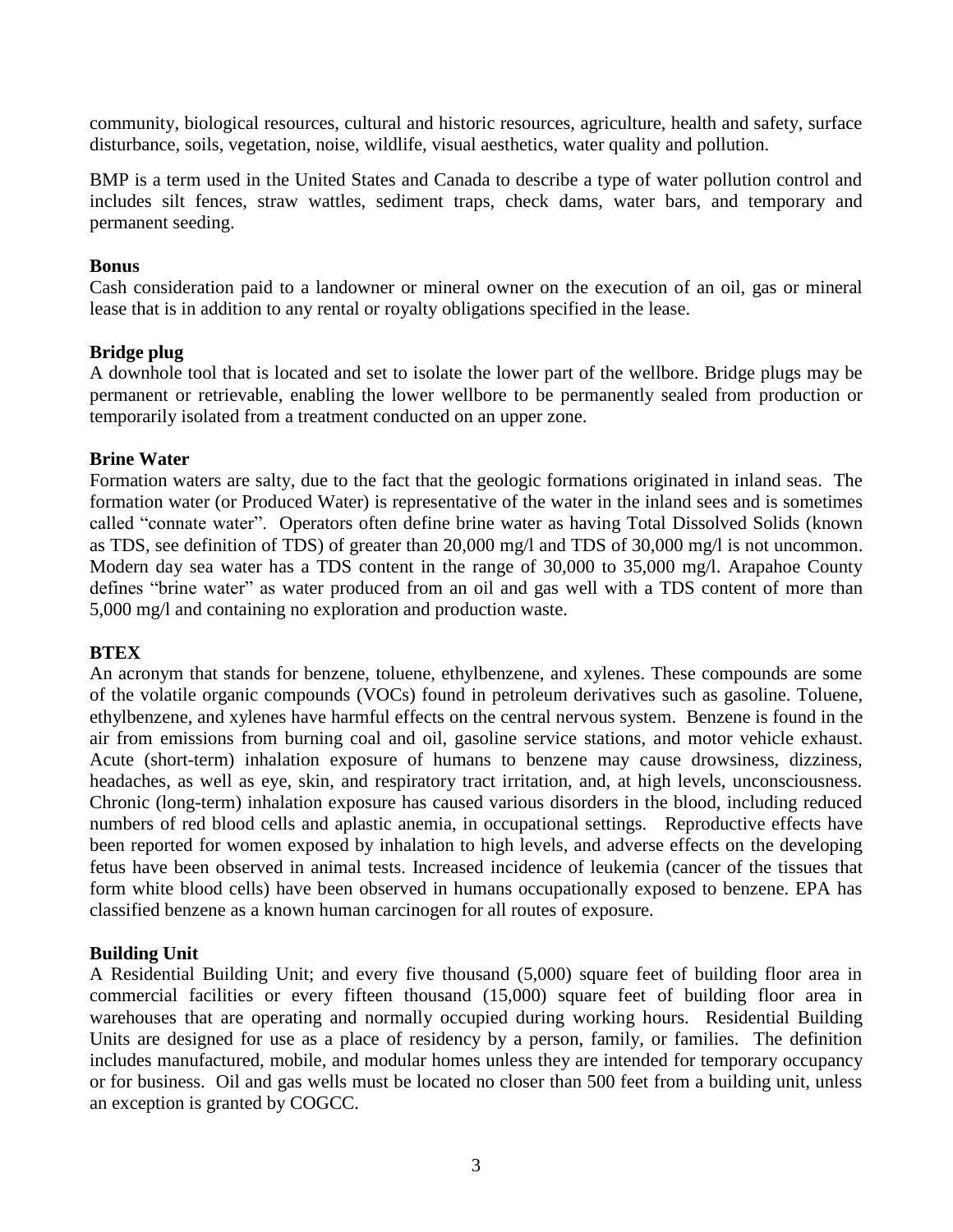community, biological resources, cultural and historic resources, agriculture, health and safety, surface disturbance, soils, vegetation, noise, wildlife, visual aesthetics, water quality and pollution.

BMP is a term used in the United States and Canada to describe a type of water pollution control and includes silt fences, straw wattles, sediment traps, check dams, water bars, and temporary and permanent seeding.

**Bonus**

Cash consideration paid to a landowner or mineral owner on the execution of an oil, gas or mineral lease that is in addition to any rental or royalty obligations specified in the lease.

**Bridge plug**

A downhole tool that is located and set to isolate the lower part of the wellbore. Bridge plugs may be permanent or retrievable, enabling the lower wellbore to be permanently sealed from production or temporarily isolated from a treatment conducted on an upper zone.

**Brine Water**

Formation waters are salty, due to the fact that the geologic formations originated in inland seas. The formation water (or Produced Water) is representative of the water in the inland sees and is sometimes called "connate water". Operators often define brine water as having Total Dissolved Solids (known as TDS, see definition of TDS) of greater than 20,000 mg/l and TDS of 30,000 mg/l is not uncommon. Modern day sea water has a TDS content in the range of 30,000 to 35,000 mg/l. Arapahoe County defines "brine water" as water produced from an oil and gas well with a TDS content of more than 5,000 mg/l and containing no exploration and production waste.

**BTEX**

An acronym that stands for benzene, toluene, ethylbenzene, and xylenes. These compounds are some of the volatile organic compounds (VOCs) found in petroleum derivatives such as gasoline. Toluene, ethylbenzene, and xylenes have harmful effects on the central nervous system. Benzene is found in the air from emissions from burning coal and oil, gasoline service stations, and motor vehicle exhaust. Acute (short-term) inhalation exposure of humans to benzene may cause drowsiness, dizziness, headaches, as well as eye, skin, and respiratory tract irritation, and, at high levels, unconsciousness. Chronic (long-term) inhalation exposure has caused various disorders in the blood, including reduced numbers of red blood cells and aplastic anemia, in occupational settings. Reproductive effects have been reported for women exposed by inhalation to high levels, and adverse effects on the developing fetus have been observed in animal tests. Increased incidence of leukemia (cancer of the tissues that form white blood cells) have been observed in humans occupationally exposed to benzene. EPA has classified benzene as a known human carcinogen for all routes of exposure.

**Building Unit**

A Residential Building Unit; and every five thousand (5,000) square feet of building floor area in commercial facilities or every fifteen thousand (15,000) square feet of building floor area in warehouses that are operating and normally occupied during working hours. Residential Building Units are designed for use as a place of residency by a person, family, or families. The definition includes manufactured, mobile, and modular homes unless they are intended for temporary occupancy or for business. Oil and gas wells must be located no closer than 500 feet from a building unit, unless an exception is granted by COGCC.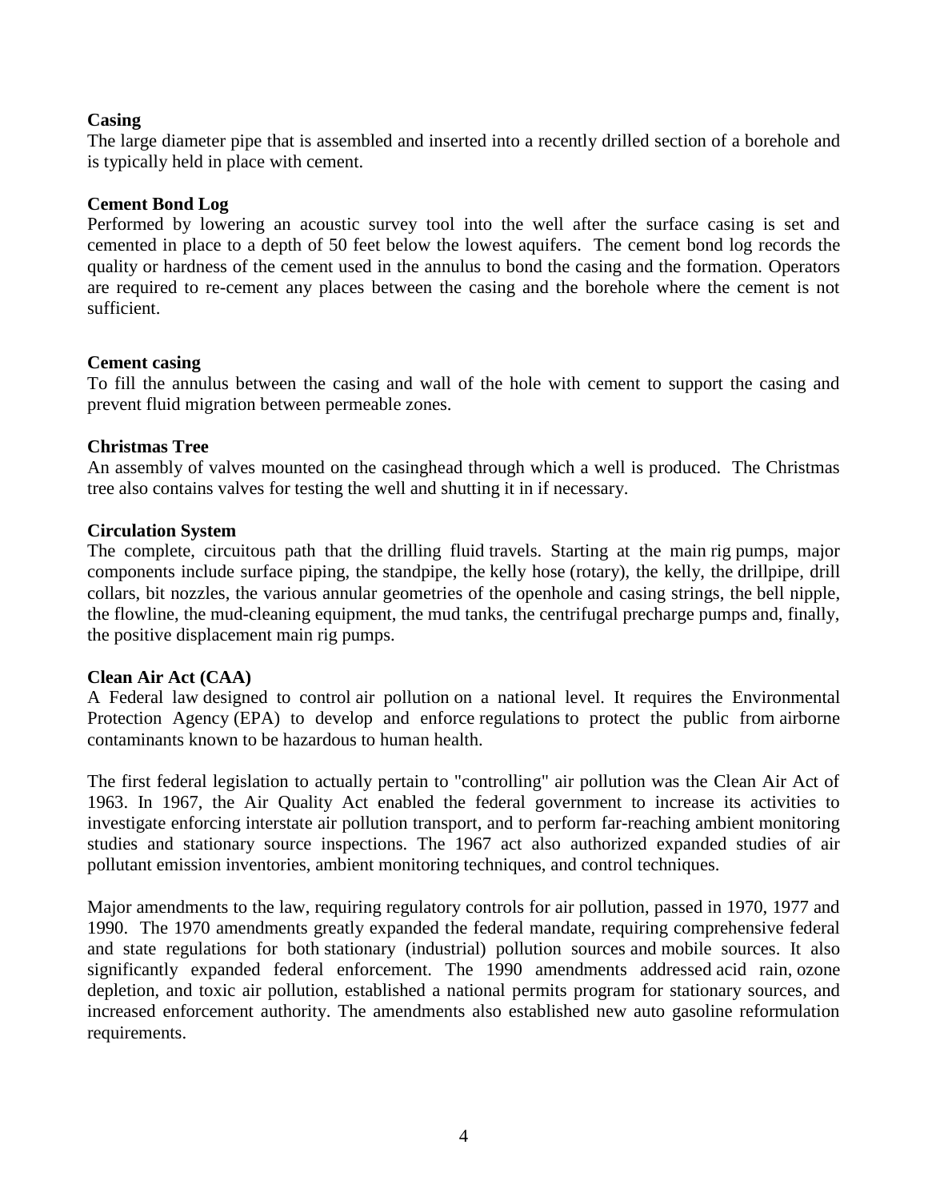**Casing**

The large diameter pipe that is assembled and inserted into a recently drilled section of a borehole and is typically held in place with cement.

**Cement Bond Log**

Performed by lowering an acoustic survey tool into the well after the surface casing is set and cemented in place to a depth of 50 feet below the lowest aquifers. The cement bond log records the quality or hardness of the cement used in the annulus to bond the casing and the formation. Operators are required to re-cement any places between the casing and the borehole where the cement is not sufficient.

**Cement casing**

To fill the annulus between the casing and wall of the hole with cement to support the casing and prevent fluid migration between permeable zones.

**Christmas Tree**

An assembly of valves mounted on the casinghead through which a well is produced. The Christmas tree also contains valves for testing the well and shutting it in if necessary.

**Circulation System**

The complete, circuitous path that the drilling fluid travels. Starting at the main rig pumps, major components include surface piping, the standpipe, the kelly hose (rotary), the kelly, the drillpipe, drill collars, bit nozzles, the various annular geometries of the openhole and casing strings, the bell nipple, the flowline, the mud-cleaning equipment, the mud tanks, the centrifugal precharge pumps and, finally, the positive displacement main rig pumps.

**Clean Air Act (CAA)**

A Federal law designed to control air pollution on a national level. It requires the Environmental Protection Agency (EPA) to develop and enforce regulations to protect the public from airborne contaminants known to be hazardous to human health.

The first federal legislation to actually pertain to "controlling" air pollution was the Clean Air Act of 1963. In 1967, the Air Quality Act enabled the federal government to increase its activities to investigate enforcing interstate air pollution transport, and to perform far-reaching ambient monitoring studies and stationary source inspections. The 1967 act also authorized expanded studies of air pollutant emission inventories, ambient monitoring techniques, and control techniques.

Major amendments to the law, requiring regulatory controls for air pollution, passed in 1970, 1977 and 1990. The 1970 amendments greatly expanded the federal mandate, requiring comprehensive federal and state regulations for both stationary (industrial) pollution sources and mobile sources. It also significantly expanded federal enforcement. The 1990 amendments addressed acid rain, ozone depletion, and toxic air pollution, established a national permits program for stationary sources, and increased enforcement authority. The amendments also established new auto gasoline reformulation requirements.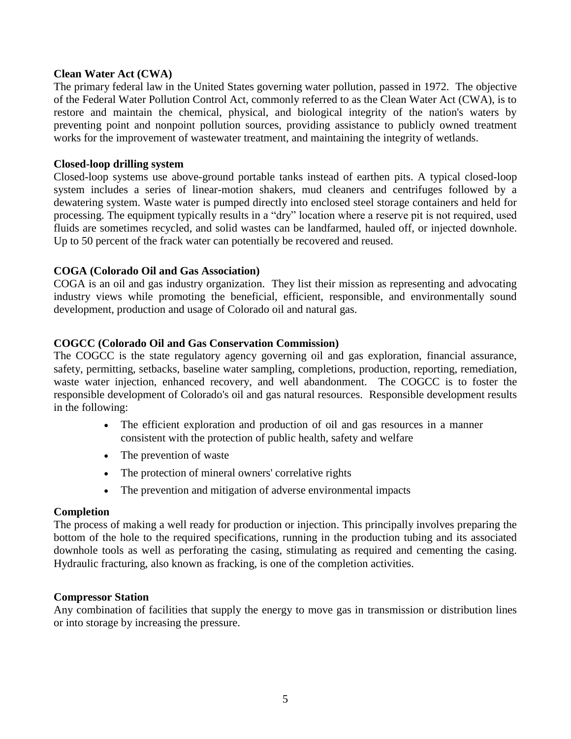**Clean Water Act (CWA)**

The primary federal law in the United States governing water pollution, passed in 1972. The objective of the Federal Water Pollution Control Act, commonly referred to as the Clean Water Act (CWA), is to restore and maintain the chemical, physical, and biological integrity of the nation's waters by preventing point and nonpoint pollution sources, providing assistance to publicly owned treatment works for the improvement of wastewater treatment, and maintaining the integrity of wetlands.

**Closed-loop drilling system**

Closed-loop systems use above-ground portable tanks instead of earthen pits. A typical closed-loop system includes a series of linear-motion shakers, mud cleaners and centrifuges followed by a dewatering system. Waste water is pumped directly into enclosed steel storage containers and held for processing. The equipment typically results in a "dry" location where a reserve pit is not required, used fluids are sometimes recycled, and solid wastes can be landfarmed, hauled off, or injected downhole. Up to 50 percent of the frack water can potentially be recovered and reused.

**COGA (Colorado Oil and Gas Association)**

COGA is an oil and gas industry organization. They list their mission as representing and advocating industry views while promoting the beneficial, efficient, responsible, and environmentally sound development, production and usage of Colorado oil and natural gas.

**COGCC (Colorado Oil and Gas Conservation Commission)**

The COGCC is the state regulatory agency governing oil and gas exploration, financial assurance, safety, permitting, setbacks, baseline water sampling, completions, production, reporting, remediation, waste water injection, enhanced recovery, and well abandonment. The COGCC is to foster the responsible development of Colorado's oil and gas natural resources. Responsible development results in the following:

- The efficient exploration and production of oil and gas resources in a manner consistent with the protection of public health, safety and welfare
- The prevention of waste
- The protection of mineral owners' correlative rights
- The prevention and mitigation of adverse environmental impacts

**Completion**

The process of making a well ready for production or injection. This principally involves preparing the bottom of the hole to the required specifications, running in the production tubing and its associated downhole tools as well as perforating the casing, stimulating as required and cementing the casing. Hydraulic fracturing, also known as fracking, is one of the completion activities.

**Compressor Station**

Any combination of facilities that supply the energy to move gas in transmission or distribution lines or into storage by increasing the pressure.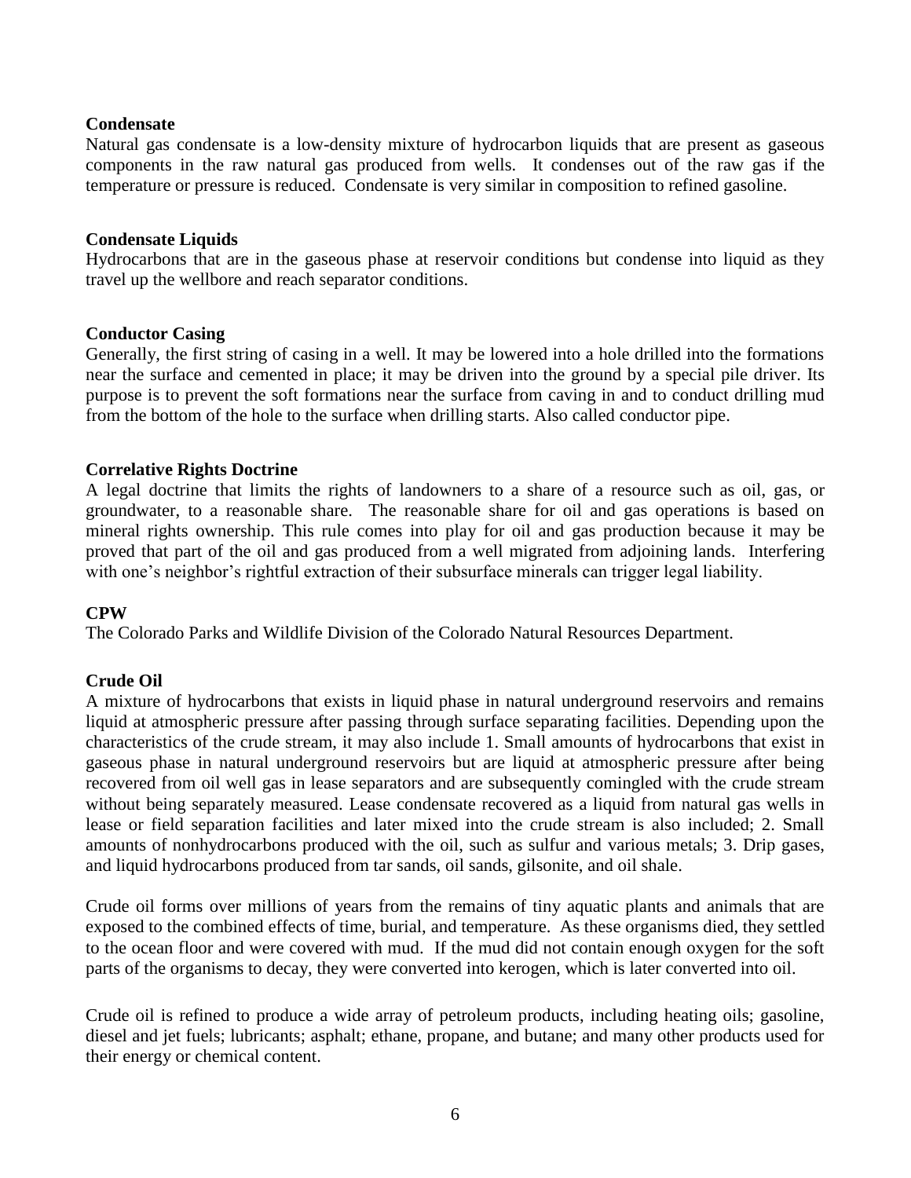**Condensate**

Natural gas condensate is a low-density mixture of hydrocarbon liquids that are present as gaseous components in the raw natural gas produced from wells. It condenses out of the raw gas if the temperature or pressure is reduced. Condensate is very similar in composition to refined gasoline.

**Condensate Liquids**

Hydrocarbons that are in the gaseous phase at reservoir conditions but condense into liquid as they travel up the wellbore and reach separator conditions.

**Conductor Casing**

Generally, the first string of casing in a well. It may be lowered into a hole drilled into the formations near the surface and cemented in place; it may be driven into the ground by a special pile driver. Its purpose is to prevent the soft formations near the surface from caving in and to conduct drilling mud from the bottom of the hole to the surface when drilling starts. Also called conductor pipe.

**Correlative Rights Doctrine**

A legal doctrine that limits the rights of landowners to a share of a resource such as oil, gas, or groundwater, to a reasonable share. The reasonable share for oil and gas operations is based on mineral rights ownership. This rule comes into play for oil and gas production because it may be proved that part of the oil and gas produced from a well migrated from adjoining lands. Interfering with one's neighbor's rightful extraction of their subsurface minerals can trigger legal liability.

**CPW**

The Colorado Parks and Wildlife Division of the Colorado Natural Resources Department.

**Crude Oil**

A mixture of hydrocarbons that exists in liquid phase in natural underground reservoirs and remains liquid at atmospheric pressure after passing through surface separating facilities. Depending upon the characteristics of the crude stream, it may also include 1. Small amounts of hydrocarbons that exist in gaseous phase in natural underground reservoirs but are liquid at atmospheric pressure after being recovered from oil well gas in lease separators and are subsequently comingled with the crude stream without being separately measured. Lease condensate recovered as a liquid from natural gas wells in lease or field separation facilities and later mixed into the crude stream is also included; 2. Small amounts of nonhydrocarbons produced with the oil, such as sulfur and various metals; 3. Drip gases, and liquid hydrocarbons produced from tar sands, oil sands, gilsonite, and oil shale.

Crude oil forms over millions of years from the remains of tiny aquatic plants and animals that are exposed to the combined effects of time, burial, and temperature. As these organisms died, they settled to the ocean floor and were covered with mud. If the mud did not contain enough oxygen for the soft parts of the organisms to decay, they were converted into kerogen, which is later converted into oil.

Crude oil is refined to produce a wide array of petroleum products, including heating oils; gasoline, diesel and jet fuels; lubricants; asphalt; ethane, propane, and butane; and many other products used for their energy or chemical content.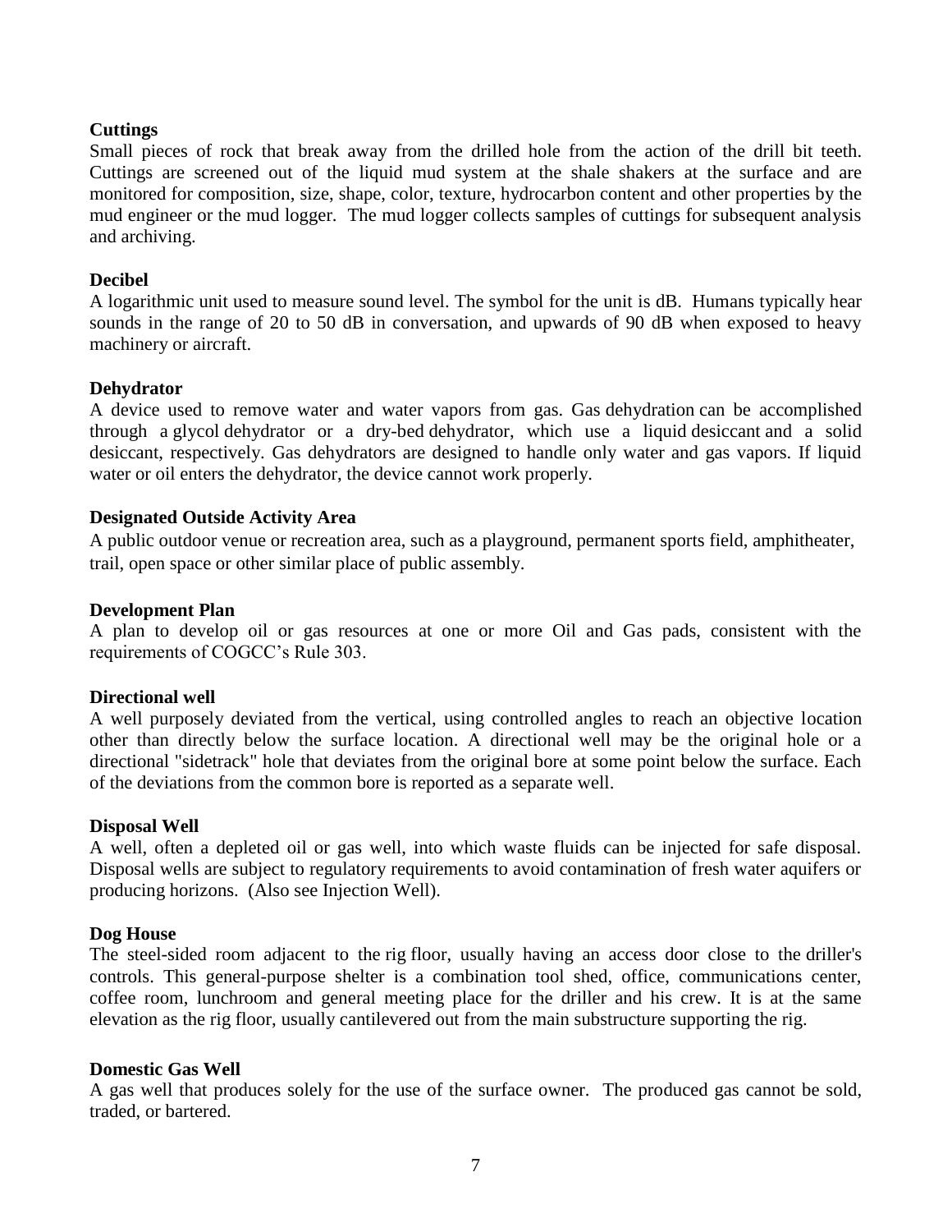**Cuttings**

Small pieces of rock that break away from the drilled hole from the action of the drill bit teeth. Cuttings are screened out of the liquid mud system at the shale shakers at the surface and are monitored for composition, size, shape, color, texture, hydrocarbon content and other properties by the mud engineer or the mud logger. The mud logger collects samples of cuttings for subsequent analysis and archiving.

**Decibel**

A logarithmic unit used to measure sound level. The symbol for the unit is dB. Humans typically hear sounds in the range of 20 to 50 dB in conversation, and upwards of 90 dB when exposed to heavy machinery or aircraft.

**Dehydrator**

A device used to remove water and water vapors from gas. Gas dehydration can be accomplished through a glycol dehydrator or a dry-bed dehydrator, which use a liquid desiccant and a solid desiccant, respectively. Gas dehydrators are designed to handle only water and gas vapors. If liquid water or oil enters the dehydrator, the device cannot work properly.

**Designated Outside Activity Area**

A public outdoor venue or recreation area, such as a playground, permanent sports field, amphitheater, trail, open space or other similar place of public assembly.

**Development Plan**

A plan to develop oil or gas resources at one or more Oil and Gas pads, consistent with the requirements of COGCC's Rule 303.

**Directional well**

A well purposely deviated from the vertical, using controlled angles to reach an objective location other than directly below the surface location. A directional well may be the original hole or a directional "sidetrack" hole that deviates from the original bore at some point below the surface. Each of the deviations from the common bore is reported as a separate well.

**Disposal Well**

A well, often a depleted oil or gas well, into which waste fluids can be injected for safe disposal. Disposal wells are subject to regulatory requirements to avoid contamination of fresh water aquifers or producing horizons. (Also see Injection Well).

**Dog House**

The steel-sided room adjacent to the rig floor, usually having an access door close to the driller's controls. This general-purpose shelter is a combination tool shed, office, communications center, coffee room, lunchroom and general meeting place for the driller and his crew. It is at the same elevation as the rig floor, usually cantilevered out from the main substructure supporting the rig.

**Domestic Gas Well**

A gas well that produces solely for the use of the surface owner. The produced gas cannot be sold, traded, or bartered.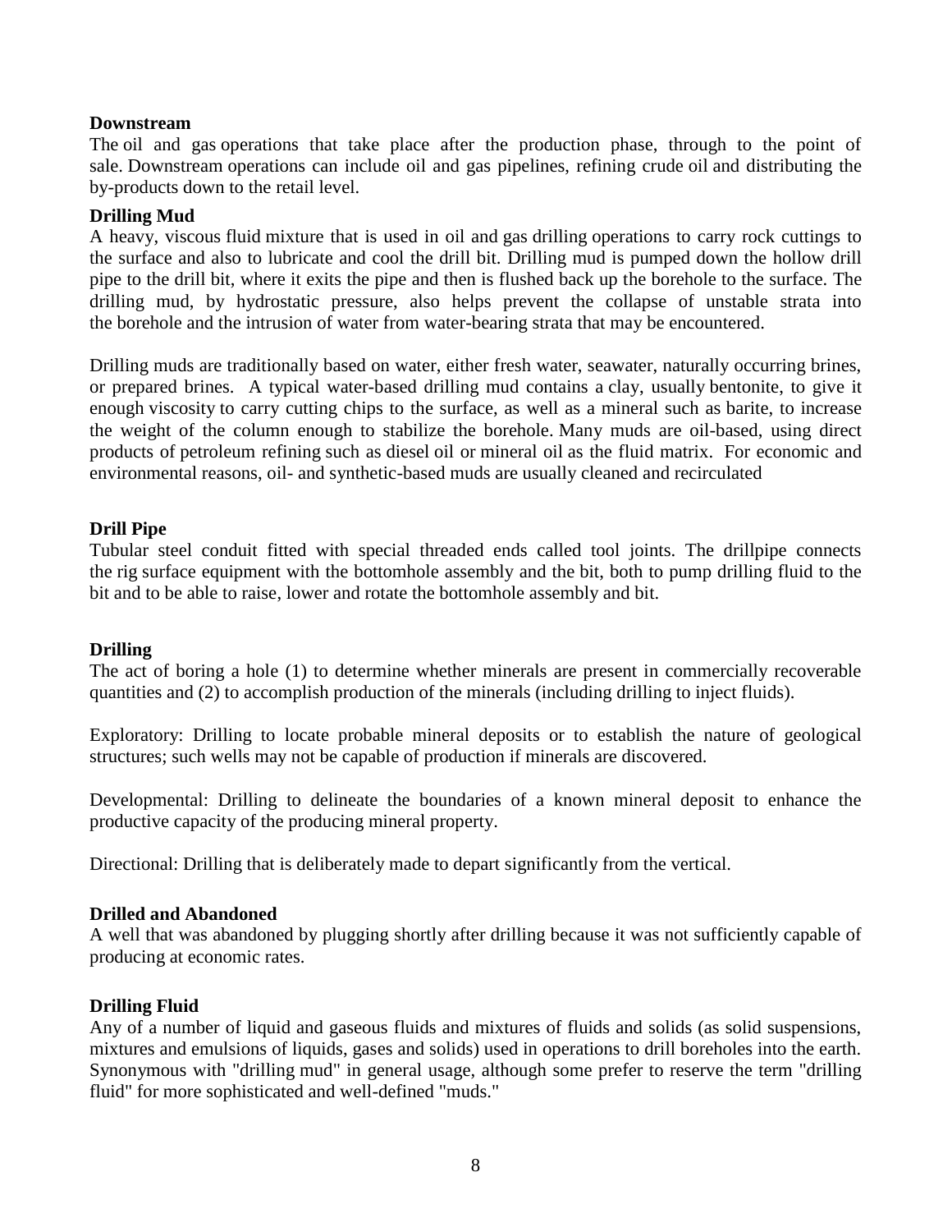**Downstream**

The oil and gas operations that take place after the production phase, through to the point of sale. Downstream operations can include oil and gas pipelines, refining crude oil and distributing the by-products down to the retail level.

**Drilling Mud**

A heavy, viscous fluid mixture that is used in oil and gas drilling operations to carry rock cuttings to the surface and also to lubricate and cool the drill bit. Drilling mud is pumped down the hollow drill pipe to the drill bit, where it exits the pipe and then is flushed back up the borehole to the surface. The drilling mud, by hydrostatic pressure, also helps prevent the collapse of unstable strata into the borehole and the intrusion of water from water-bearing strata that may be encountered.

Drilling muds are traditionally based on water, either fresh water, seawater, naturally occurring brines, or prepared brines. A typical water-based drilling mud contains a clay, usually bentonite, to give it enough viscosity to carry cutting chips to the surface, as well as a mineral such as barite, to increase the weight of the column enough to stabilize the borehole. Many muds are oil-based, using direct products of petroleum refining such as diesel oil or mineral oil as the fluid matrix. For economic and environmental reasons, oil- and synthetic-based muds are usually cleaned and recirculated

**Drill Pipe**

Tubular steel conduit fitted with special threaded ends called tool joints. The drillpipe connects the rig surface equipment with the bottomhole assembly and the bit, both to pump drilling fluid to the bit and to be able to raise, lower and rotate the bottomhole assembly and bit.

**Drilling**

The act of boring a hole (1) to determine whether minerals are present in commercially recoverable quantities and (2) to accomplish production of the minerals (including drilling to inject fluids).

Exploratory: Drilling to locate probable mineral deposits or to establish the nature of geological structures; such wells may not be capable of production if minerals are discovered.

Developmental: Drilling to delineate the boundaries of a known mineral deposit to enhance the productive capacity of the producing mineral property.

Directional: Drilling that is deliberately made to depart significantly from the vertical.

**Drilled and Abandoned**

A well that was abandoned by plugging shortly after drilling because it was not sufficiently capable of producing at economic rates.

**Drilling Fluid**

Any of a number of liquid and gaseous fluids and mixtures of fluids and solids (as solid suspensions, mixtures and emulsions of liquids, gases and solids) used in operations to drill boreholes into the earth. Synonymous with "drilling mud" in general usage, although some prefer to reserve the term "drilling fluid" for more sophisticated and well-defined "muds."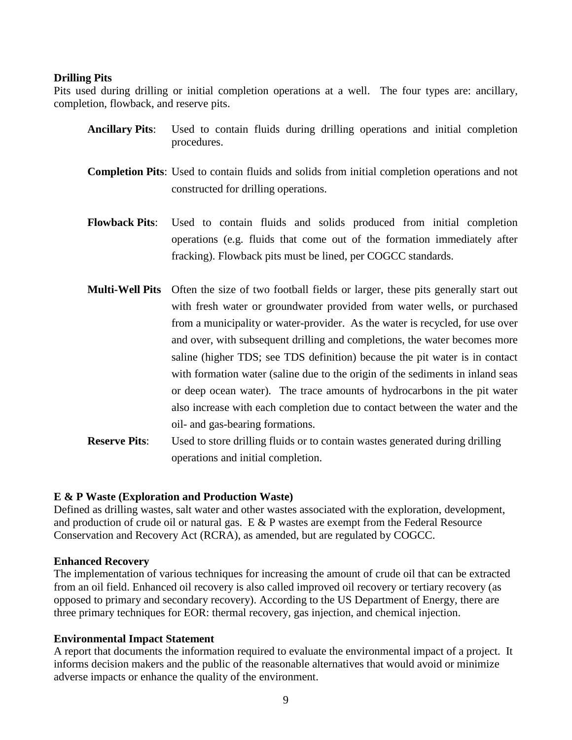**Drilling Pits**

Pits used during drilling or initial completion operations at a well. The four types are: ancillary, completion, flowback, and reserve pits.

**Ancillary Pits**: Used to contain fluids during drilling operations and initial completion procedures.

**Completion Pits**: Used to contain fluids and solids from initial completion operations and not constructed for drilling operations.

**Flowback Pits**: Used to contain fluids and solids produced from initial completion operations (e.g. fluids that come out of the formation immediately after fracking). Flowback pits must be lined, per COGCC standards.

**Multi-Well Pits** Often the size of two football fields or larger, these pits generally start out with fresh water or groundwater provided from water wells, or purchased from a municipality or water-provider. As the water is recycled, for use over and over, with subsequent drilling and completions, the water becomes more saline (higher TDS; see TDS definition) because the pit water is in contact with formation water (saline due to the origin of the sediments in inland seas or deep ocean water). The trace amounts of hydrocarbons in the pit water also increase with each completion due to contact between the water and the oil- and gas-bearing formations.

**Reserve Pits**: Used to store drilling fluids or to contain wastes generated during drilling operations and initial completion.

**E & P Waste (Exploration and Production Waste)**

Defined as drilling wastes, salt water and other wastes associated with the exploration, development, and production of crude oil or natural gas. E & P wastes are exempt from the Federal Resource Conservation and Recovery Act (RCRA), as amended, but are regulated by COGCC.

**Enhanced Recovery**

The implementation of various techniques for increasing the amount of crude oil that can be extracted from an oil field. Enhanced oil recovery is also called improved oil recovery or tertiary recovery (as opposed to primary and secondary recovery). According to the US Department of Energy, there are three primary techniques for EOR: thermal recovery, gas injection, and chemical injection.

**Environmental Impact Statement**

A report that documents the information required to evaluate the environmental impact of a project. It informs decision makers and the public of the reasonable alternatives that would avoid or minimize adverse impacts or enhance the quality of the environment.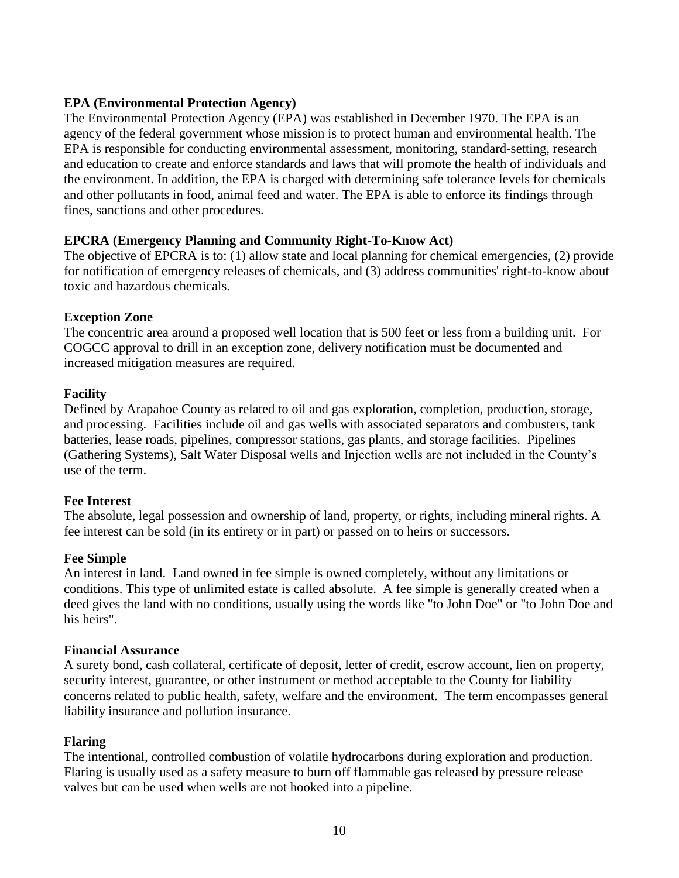**EPA (Environmental Protection Agency)**

The Environmental Protection Agency (EPA) was established in December 1970. The EPA is an agency of the federal government whose mission is to protect human and environmental health. The EPA is responsible for conducting environmental assessment, monitoring, standard-setting, research and education to create and enforce standards and laws that will promote the health of individuals and the environment. In addition, the EPA is charged with determining safe tolerance levels for chemicals and other pollutants in food, animal feed and water. The EPA is able to enforce its findings through fines, sanctions and other procedures.

**EPCRA (Emergency Planning and Community Right-To-Know Act)**

The objective of EPCRA is to: (1) allow state and local planning for chemical emergencies, (2) provide for notification of emergency releases of chemicals, and (3) address communities' right-to-know about toxic and hazardous chemicals.

**Exception Zone**

The concentric area around a proposed well location that is 500 feet or less from a building unit. For COGCC approval to drill in an exception zone, delivery notification must be documented and increased mitigation measures are required.

**Facility**

Defined by Arapahoe County as related to oil and gas exploration, completion, production, storage, and processing. Facilities include oil and gas wells with associated separators and combusters, tank batteries, lease roads, pipelines, compressor stations, gas plants, and storage facilities. Pipelines (Gathering Systems), Salt Water Disposal wells and Injection wells are not included in the County's use of the term.

**Fee Interest**

The absolute, legal possession and ownership of land, property, or rights, including mineral rights. A fee interest can be sold (in its entirety or in part) or passed on to heirs or successors.

**Fee Simple**

An interest in land. Land owned in fee simple is owned completely, without any limitations or conditions. This type of unlimited estate is called absolute. A fee simple is generally created when a deed gives the land with no conditions, usually using the words like "to John Doe" or "to John Doe and his heirs".

**Financial Assurance**

A surety bond, cash collateral, certificate of deposit, letter of credit, escrow account, lien on property, security interest, guarantee, or other instrument or method acceptable to the County for liability concerns related to public health, safety, welfare and the environment. The term encompasses general liability insurance and pollution insurance.

**Flaring**

The intentional, controlled combustion of volatile hydrocarbons during exploration and production. Flaring is usually used as a safety measure to burn off flammable gas released by pressure release valves but can be used when wells are not hooked into a pipeline.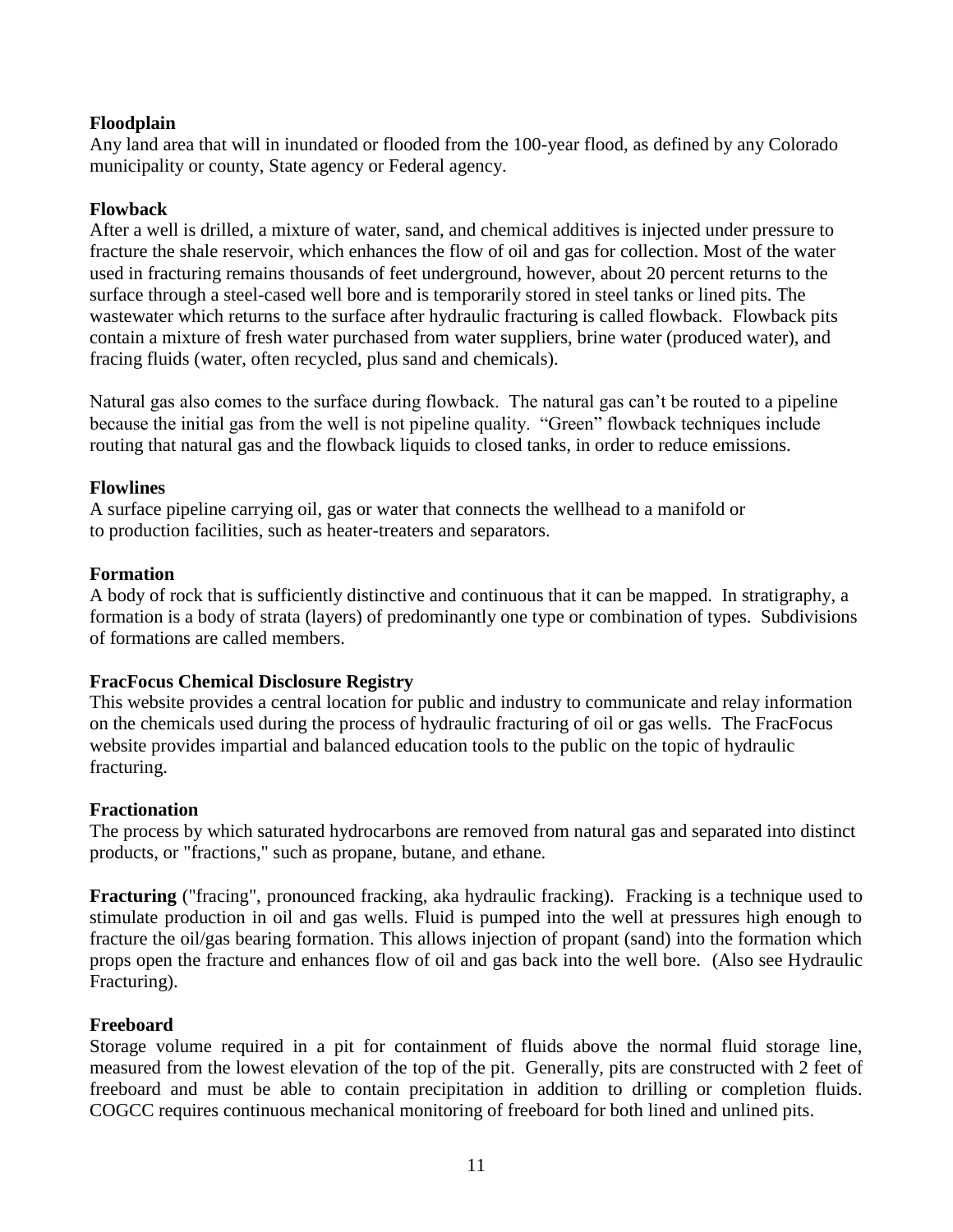**Floodplain**

Any land area that will in inundated or flooded from the 100-year flood, as defined by any Colorado municipality or county, State agency or Federal agency.

**Flowback**

After a well is drilled, a mixture of water, sand, and chemical additives is injected under pressure to fracture the shale reservoir, which enhances the flow of oil and gas for collection. Most of the water used in fracturing remains thousands of feet underground, however, about 20 percent returns to the surface through a steel-cased well bore and is temporarily stored in steel tanks or lined pits. The wastewater which returns to the surface after hydraulic fracturing is called flowback. Flowback pits contain a mixture of fresh water purchased from water suppliers, brine water (produced water), and fracing fluids (water, often recycled, plus sand and chemicals).

Natural gas also comes to the surface during flowback. The natural gas can't be routed to a pipeline because the initial gas from the well is not pipeline quality. "Green" flowback techniques include routing that natural gas and the flowback liquids to closed tanks, in order to reduce emissions.

**Flowlines**

A surface pipeline carrying oil, gas or water that connects the wellhead to a manifold or to production facilities, such as heater-treaters and separators.

**Formation**

A body of rock that is sufficiently distinctive and continuous that it can be mapped. In stratigraphy, a formation is a body of strata (layers) of predominantly one type or combination of types. Subdivisions of formations are called members.

**FracFocus Chemical Disclosure Registry**

This website provides a central location for public and industry to communicate and relay information on the chemicals used during the process of hydraulic fracturing of oil or gas wells. The FracFocus website provides impartial and balanced education tools to the public on the topic of hydraulic fracturing.

**Fractionation**

The process by which saturated hydrocarbons are removed from natural gas and separated into distinct products, or "fractions," such as propane, butane, and ethane.

**Fracturing** ("fracing", pronounced fracking, aka hydraulic fracking). Fracking is a technique used to stimulate production in oil and gas wells. Fluid is pumped into the well at pressures high enough to fracture the oil/gas bearing formation. This allows injection of propant (sand) into the formation which props open the fracture and enhances flow of oil and gas back into the well bore. (Also see Hydraulic Fracturing).

**Freeboard**

Storage volume required in a pit for containment of fluids above the normal fluid storage line, measured from the lowest elevation of the top of the pit. Generally, pits are constructed with 2 feet of freeboard and must be able to contain precipitation in addition to drilling or completion fluids. COGCC requires continuous mechanical monitoring of freeboard for both lined and unlined pits.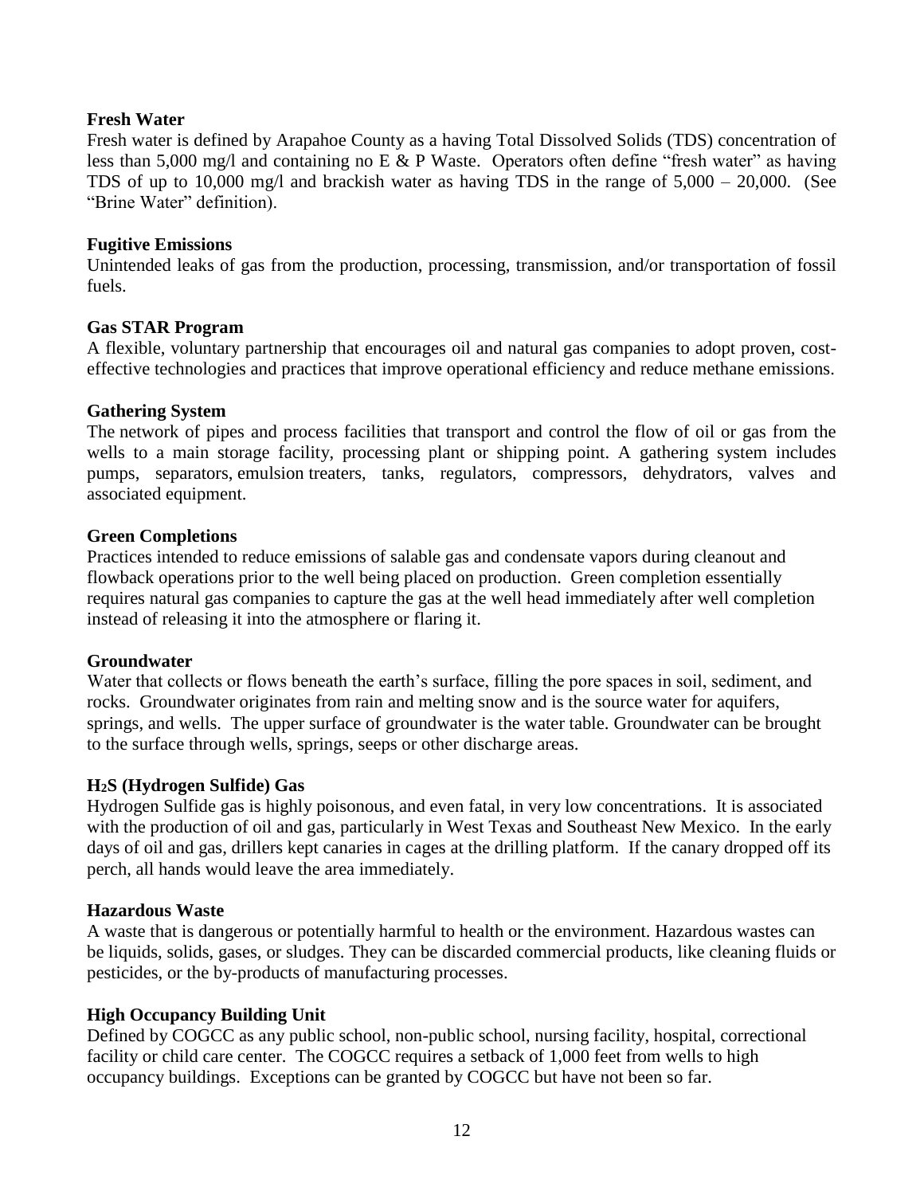**Fresh Water**

Fresh water is defined by Arapahoe County as a having Total Dissolved Solids (TDS) concentration of less than 5,000 mg/l and containing no E & P Waste. Operators often define "fresh water" as having TDS of up to 10,000 mg/l and brackish water as having TDS in the range of 5,000 – 20,000. (See "Brine Water" definition).

**Fugitive Emissions**

Unintended leaks of gas from the production, processing, transmission, and/or transportation of fossil fuels.

**Gas STAR Program**

A flexible, voluntary partnership that encourages oil and natural gas companies to adopt proven, cost-effective technologies and practices that improve operational efficiency and reduce methane emissions.

**Gathering System**

The network of pipes and process facilities that transport and control the flow of oil or gas from the wells to a main storage facility, processing plant or shipping point. A gathering system includes pumps, separators, emulsion treaters, tanks, regulators, compressors, dehydrators, valves and associated equipment.

**Green Completions**

Practices intended to reduce emissions of salable gas and condensate vapors during cleanout and flowback operations prior to the well being placed on production. Green completion essentially requires natural gas companies to capture the gas at the well head immediately after well completion instead of releasing it into the atmosphere or flaring it.

**Groundwater**

Water that collects or flows beneath the earth's surface, filling the pore spaces in soil, sediment, and rocks. Groundwater originates from rain and melting snow and is the source water for aquifers, springs, and wells. The upper surface of groundwater is the water table. Groundwater can be brought to the surface through wells, springs, seeps or other discharge areas.

**$H_2S$ (Hydrogen Sulfide) Gas**

Hydrogen Sulfide gas is highly poisonous, and even fatal, in very low concentrations. It is associated with the production of oil and gas, particularly in West Texas and Southeast New Mexico. In the early days of oil and gas, drillers kept canaries in cages at the drilling platform. If the canary dropped off its perch, all hands would leave the area immediately.

**Hazardous Waste**

A waste that is dangerous or potentially harmful to health or the environment. Hazardous wastes can be liquids, solids, gases, or sludges. They can be discarded commercial products, like cleaning fluids or pesticides, or the by-products of manufacturing processes.

**High Occupancy Building Unit**

Defined by COGCC as any public school, non-public school, nursing facility, hospital, correctional facility or child care center. The COGCC requires a setback of 1,000 feet from wells to high occupancy buildings. Exceptions can be granted by COGCC but have not been so far.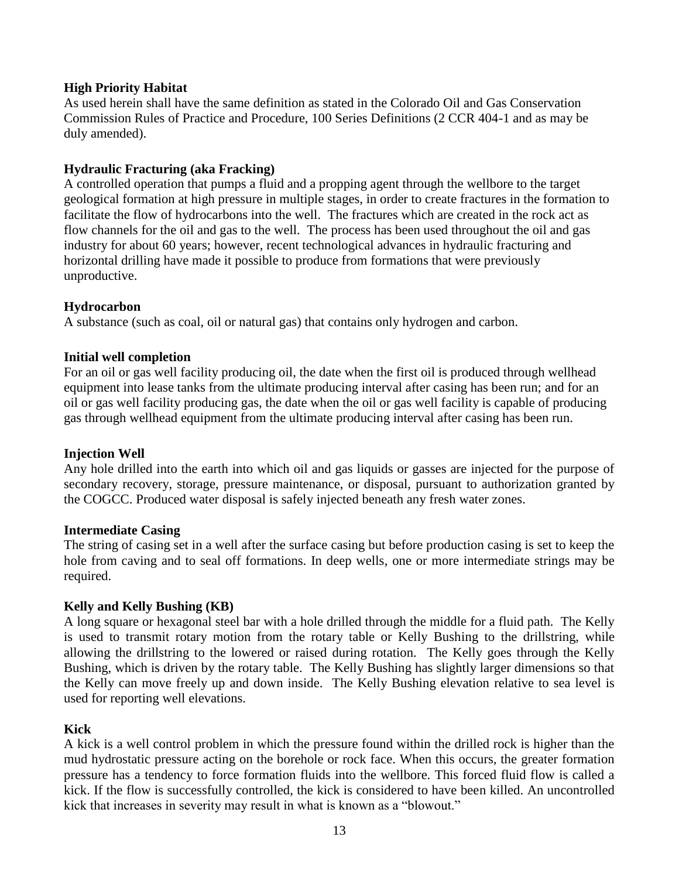**High Priority Habitat**

As used herein shall have the same definition as stated in the Colorado Oil and Gas Conservation Commission Rules of Practice and Procedure, 100 Series Definitions (2 CCR 404-1 and as may be duly amended).

**Hydraulic Fracturing (aka Fracking)**

A controlled operation that pumps a fluid and a propping agent through the wellbore to the target geological formation at high pressure in multiple stages, in order to create fractures in the formation to facilitate the flow of hydrocarbons into the well. The fractures which are created in the rock act as flow channels for the oil and gas to the well. The process has been used throughout the oil and gas industry for about 60 years; however, recent technological advances in hydraulic fracturing and horizontal drilling have made it possible to produce from formations that were previously unproductive.

**Hydrocarbon**

A substance (such as coal, oil or natural gas) that contains only hydrogen and carbon.

**Initial well completion**

For an oil or gas well facility producing oil, the date when the first oil is produced through wellhead equipment into lease tanks from the ultimate producing interval after casing has been run; and for an oil or gas well facility producing gas, the date when the oil or gas well facility is capable of producing gas through wellhead equipment from the ultimate producing interval after casing has been run.

**Injection Well**

Any hole drilled into the earth into which oil and gas liquids or gasses are injected for the purpose of secondary recovery, storage, pressure maintenance, or disposal, pursuant to authorization granted by the COGCC. Produced water disposal is safely injected beneath any fresh water zones.

**Intermediate Casing**

The string of casing set in a well after the surface casing but before production casing is set to keep the hole from caving and to seal off formations. In deep wells, one or more intermediate strings may be required.

**Kelly and Kelly Bushing (KB)**

A long square or hexagonal steel bar with a hole drilled through the middle for a fluid path. The Kelly is used to transmit rotary motion from the rotary table or Kelly Bushing to the drillstring, while allowing the drillstring to the lowered or raised during rotation. The Kelly goes through the Kelly Bushing, which is driven by the rotary table. The Kelly Bushing has slightly larger dimensions so that the Kelly can move freely up and down inside. The Kelly Bushing elevation relative to sea level is used for reporting well elevations.

**Kick**

A kick is a well control problem in which the pressure found within the drilled rock is higher than the mud hydrostatic pressure acting on the borehole or rock face. When this occurs, the greater formation pressure has a tendency to force formation fluids into the wellbore. This forced fluid flow is called a kick. If the flow is successfully controlled, the kick is considered to have been killed. An uncontrolled kick that increases in severity may result in what is known as a "blowout."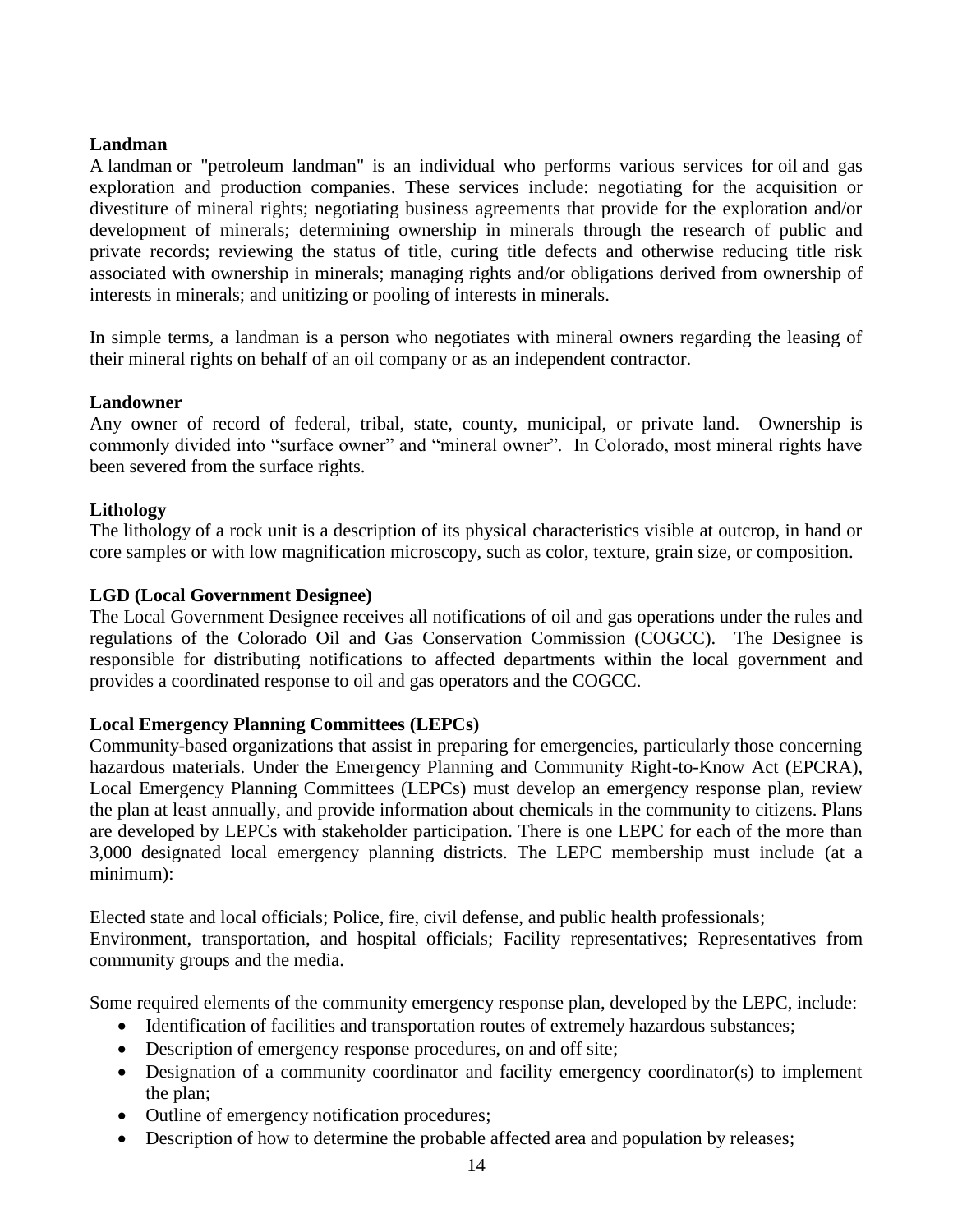**Landman**

A landman or "petroleum landman" is an individual who performs various services for oil and gas exploration and production companies. These services include: negotiating for the acquisition or divestiture of mineral rights; negotiating business agreements that provide for the exploration and/or development of minerals; determining ownership in minerals through the research of public and private records; reviewing the status of title, curing title defects and otherwise reducing title risk associated with ownership in minerals; managing rights and/or obligations derived from ownership of interests in minerals; and unitizing or pooling of interests in minerals.

In simple terms, a landman is a person who negotiates with mineral owners regarding the leasing of their mineral rights on behalf of an oil company or as an independent contractor.

**Landowner**

Any owner of record of federal, tribal, state, county, municipal, or private land. Ownership is commonly divided into "surface owner" and "mineral owner". In Colorado, most mineral rights have been severed from the surface rights.

**Lithology**

The lithology of a rock unit is a description of its physical characteristics visible at outcrop, in hand or core samples or with low magnification microscopy, such as color, texture, grain size, or composition.

**LGD (Local Government Designee)**

The Local Government Designee receives all notifications of oil and gas operations under the rules and regulations of the Colorado Oil and Gas Conservation Commission (COGCC). The Designee is responsible for distributing notifications to affected departments within the local government and provides a coordinated response to oil and gas operators and the COGCC.

**Local Emergency Planning Committees (LEPCs)**

Community-based organizations that assist in preparing for emergencies, particularly those concerning hazardous materials. Under the Emergency Planning and Community Right-to-Know Act (EPCRA), Local Emergency Planning Committees (LEPCs) must develop an emergency response plan, review the plan at least annually, and provide information about chemicals in the community to citizens. Plans are developed by LEPCs with stakeholder participation. There is one LEPC for each of the more than 3,000 designated local emergency planning districts. The LEPC membership must include (at a minimum):

Elected state and local officials; Police, fire, civil defense, and public health professionals; Environment, transportation, and hospital officials; Facility representatives; Representatives from community groups and the media.

Some required elements of the community emergency response plan, developed by the LEPC, include:

- Identification of facilities and transportation routes of extremely hazardous substances;
- Description of emergency response procedures, on and off site;
- Designation of a community coordinator and facility emergency coordinator(s) to implement the plan;
- Outline of emergency notification procedures;
- Description of how to determine the probable affected area and population by releases;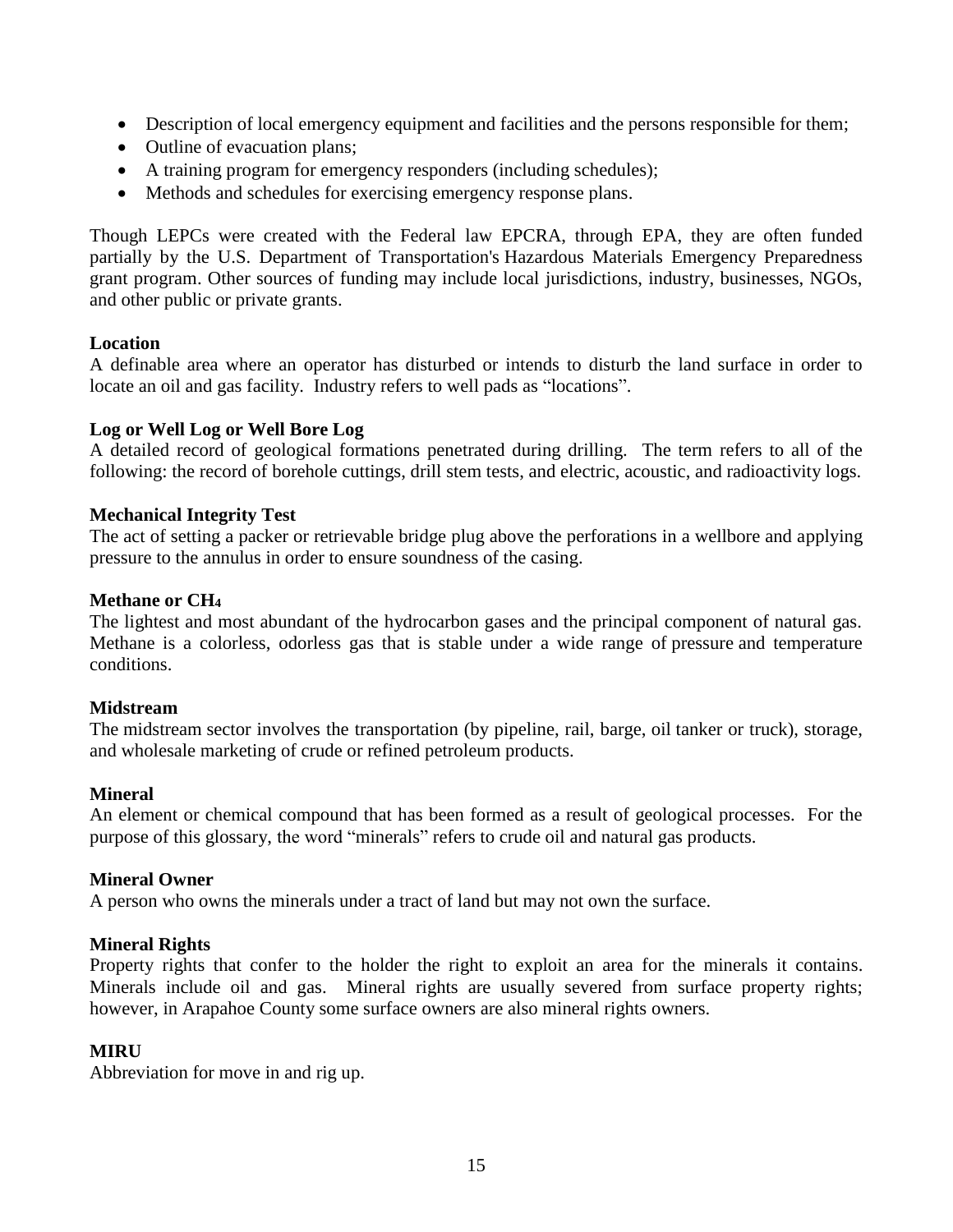- Description of local emergency equipment and facilities and the persons responsible for them;
- Outline of evacuation plans;
- A training program for emergency responders (including schedules);
- Methods and schedules for exercising emergency response plans.

Though LEPCs were created with the Federal law EPCRA, through EPA, they are often funded partially by the U.S. Department of Transportation's Hazardous Materials Emergency Preparedness grant program. Other sources of funding may include local jurisdictions, industry, businesses, NGOs, and other public or private grants.

**Location**
A definable area where an operator has disturbed or intends to disturb the land surface in order to locate an oil and gas facility. Industry refers to well pads as "locations".

**Log or Well Log or Well Bore Log**
A detailed record of geological formations penetrated during drilling. The term refers to all of the following: the record of borehole cuttings, drill stem tests, and electric, acoustic, and radioactivity logs.

**Mechanical Integrity Test**
The act of setting a packer or retrievable bridge plug above the perforations in a wellbore and applying pressure to the annulus in order to ensure soundness of the casing.

**Methane or $CH_4$**
The lightest and most abundant of the hydrocarbon gases and the principal component of natural gas. Methane is a colorless, odorless gas that is stable under a wide range of pressure and temperature conditions.

**Midstream**
The midstream sector involves the transportation (by pipeline, rail, barge, oil tanker or truck), storage, and wholesale marketing of crude or refined petroleum products.

**Mineral**
An element or chemical compound that has been formed as a result of geological processes. For the purpose of this glossary, the word "minerals" refers to crude oil and natural gas products.

**Mineral Owner**
A person who owns the minerals under a tract of land but may not own the surface.

**Mineral Rights**
Property rights that confer to the holder the right to exploit an area for the minerals it contains. Minerals include oil and gas. Mineral rights are usually severed from surface property rights; however, in Arapahoe County some surface owners are also mineral rights owners.

**MIRU**
Abbreviation for move in and rig up.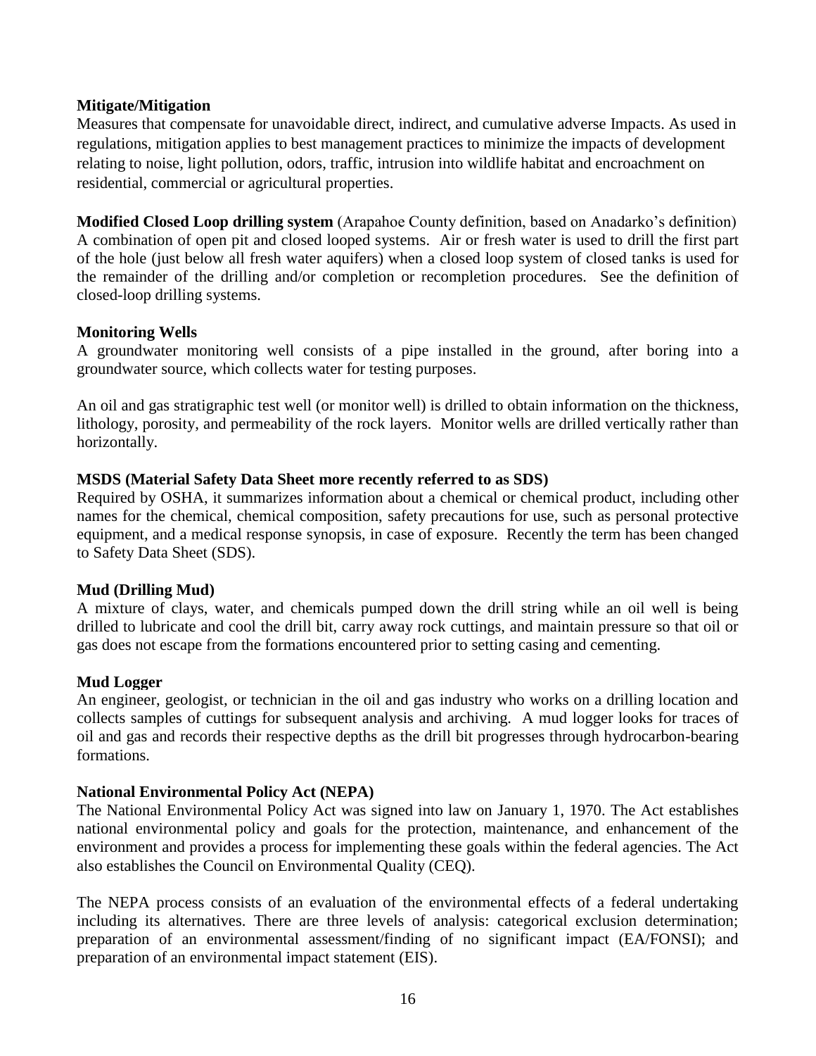**Mitigate/Mitigation**

Measures that compensate for unavoidable direct, indirect, and cumulative adverse Impacts. As used in regulations, mitigation applies to best management practices to minimize the impacts of development relating to noise, light pollution, odors, traffic, intrusion into wildlife habitat and encroachment on residential, commercial or agricultural properties.

**Modified Closed Loop drilling system** (Arapahoe County definition, based on Anadarko's definition)

A combination of open pit and closed looped systems. Air or fresh water is used to drill the first part of the hole (just below all fresh water aquifers) when a closed loop system of closed tanks is used for the remainder of the drilling and/or completion or recompletion procedures. See the definition of closed-loop drilling systems.

**Monitoring Wells**

A groundwater monitoring well consists of a pipe installed in the ground, after boring into a groundwater source, which collects water for testing purposes.

An oil and gas stratigraphic test well (or monitor well) is drilled to obtain information on the thickness, lithology, porosity, and permeability of the rock layers. Monitor wells are drilled vertically rather than horizontally.

**MSDS (Material Safety Data Sheet more recently referred to as SDS)**

Required by OSHA, it summarizes information about a chemical or chemical product, including other names for the chemical, chemical composition, safety precautions for use, such as personal protective equipment, and a medical response synopsis, in case of exposure. Recently the term has been changed to Safety Data Sheet (SDS).

**Mud (Drilling Mud)**

A mixture of clays, water, and chemicals pumped down the drill string while an oil well is being drilled to lubricate and cool the drill bit, carry away rock cuttings, and maintain pressure so that oil or gas does not escape from the formations encountered prior to setting casing and cementing.

**Mud Logger**

An engineer, geologist, or technician in the oil and gas industry who works on a drilling location and collects samples of cuttings for subsequent analysis and archiving. A mud logger looks for traces of oil and gas and records their respective depths as the drill bit progresses through hydrocarbon-bearing formations.

**National Environmental Policy Act (NEPA)**

The National Environmental Policy Act was signed into law on January 1, 1970. The Act establishes national environmental policy and goals for the protection, maintenance, and enhancement of the environment and provides a process for implementing these goals within the federal agencies. The Act also establishes the Council on Environmental Quality (CEQ).

The NEPA process consists of an evaluation of the environmental effects of a federal undertaking including its alternatives. There are three levels of analysis: categorical exclusion determination; preparation of an environmental assessment/finding of no significant impact (EA/FONSI); and preparation of an environmental impact statement (EIS).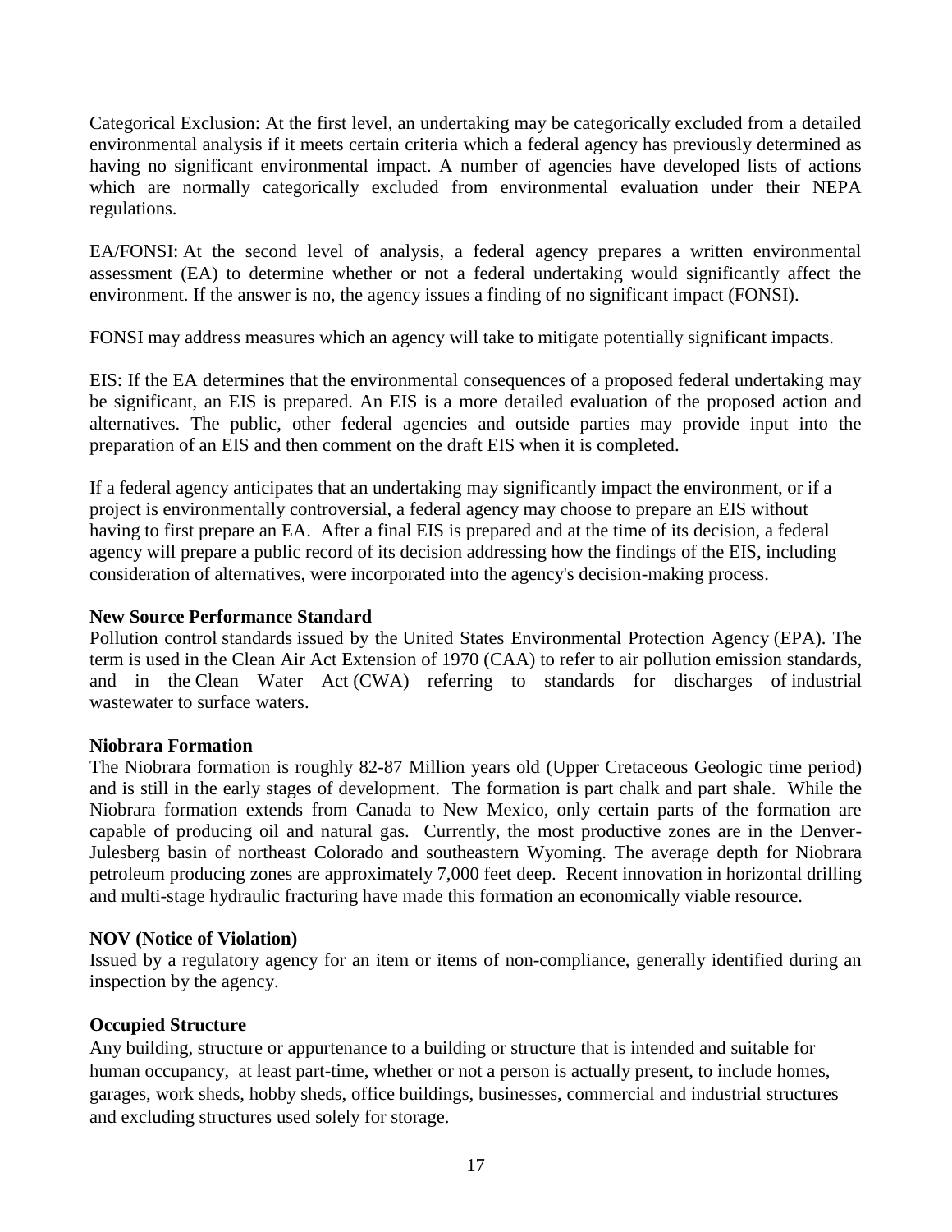Categorical Exclusion: At the first level, an undertaking may be categorically excluded from a detailed environmental analysis if it meets certain criteria which a federal agency has previously determined as having no significant environmental impact. A number of agencies have developed lists of actions which are normally categorically excluded from environmental evaluation under their NEPA regulations.

EA/FONSI: At the second level of analysis, a federal agency prepares a written environmental assessment (EA) to determine whether or not a federal undertaking would significantly affect the environment. If the answer is no, the agency issues a finding of no significant impact (FONSI).

FONSI may address measures which an agency will take to mitigate potentially significant impacts.

EIS: If the EA determines that the environmental consequences of a proposed federal undertaking may be significant, an EIS is prepared. An EIS is a more detailed evaluation of the proposed action and alternatives. The public, other federal agencies and outside parties may provide input into the preparation of an EIS and then comment on the draft EIS when it is completed.

If a federal agency anticipates that an undertaking may significantly impact the environment, or if a project is environmentally controversial, a federal agency may choose to prepare an EIS without having to first prepare an EA. After a final EIS is prepared and at the time of its decision, a federal agency will prepare a public record of its decision addressing how the findings of the EIS, including consideration of alternatives, were incorporated into the agency's decision-making process.

**New Source Performance Standard**
Pollution control standards issued by the United States Environmental Protection Agency (EPA). The term is used in the Clean Air Act Extension of 1970 (CAA) to refer to air pollution emission standards, and in the Clean Water Act (CWA) referring to standards for discharges of industrial wastewater to surface waters.

**Niobrara Formation**
The Niobrara formation is roughly 82-87 Million years old (Upper Cretaceous Geologic time period) and is still in the early stages of development. The formation is part chalk and part shale. While the Niobrara formation extends from Canada to New Mexico, only certain parts of the formation are capable of producing oil and natural gas. Currently, the most productive zones are in the Denver-Julesberg basin of northeast Colorado and southeastern Wyoming. The average depth for Niobrara petroleum producing zones are approximately 7,000 feet deep. Recent innovation in horizontal drilling and multi-stage hydraulic fracturing have made this formation an economically viable resource.

**NOV (Notice of Violation)**
Issued by a regulatory agency for an item or items of non-compliance, generally identified during an inspection by the agency.

**Occupied Structure**
Any building, structure or appurtenance to a building or structure that is intended and suitable for human occupancy, at least part-time, whether or not a person is actually present, to include homes, garages, work sheds, hobby sheds, office buildings, businesses, commercial and industrial structures and excluding structures used solely for storage.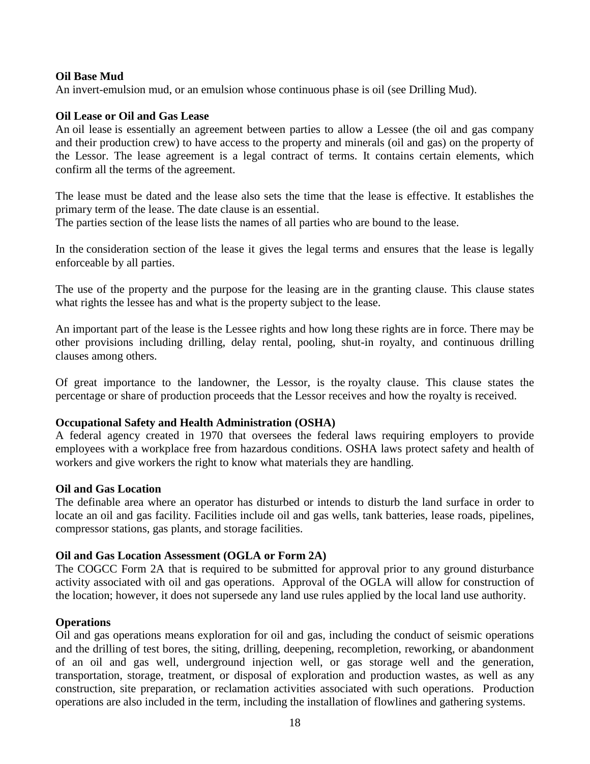**Oil Base Mud**

An invert-emulsion mud, or an emulsion whose continuous phase is oil (see Drilling Mud).

**Oil Lease or Oil and Gas Lease**

An oil lease is essentially an agreement between parties to allow a Lessee (the oil and gas company and their production crew) to have access to the property and minerals (oil and gas) on the property of the Lessor. The lease agreement is a legal contract of terms. It contains certain elements, which confirm all the terms of the agreement.

The lease must be dated and the lease also sets the time that the lease is effective. It establishes the primary term of the lease. The date clause is an essential.
The parties section of the lease lists the names of all parties who are bound to the lease.

In the consideration section of the lease it gives the legal terms and ensures that the lease is legally enforceable by all parties.

The use of the property and the purpose for the leasing are in the granting clause. This clause states what rights the lessee has and what is the property subject to the lease.

An important part of the lease is the Lessee rights and how long these rights are in force. There may be other provisions including drilling, delay rental, pooling, shut-in royalty, and continuous drilling clauses among others.

Of great importance to the landowner, the Lessor, is the royalty clause. This clause states the percentage or share of production proceeds that the Lessor receives and how the royalty is received.

**Occupational Safety and Health Administration (OSHA)**

A federal agency created in 1970 that oversees the federal laws requiring employers to provide employees with a workplace free from hazardous conditions. OSHA laws protect safety and health of workers and give workers the right to know what materials they are handling.

**Oil and Gas Location**

The definable area where an operator has disturbed or intends to disturb the land surface in order to locate an oil and gas facility. Facilities include oil and gas wells, tank batteries, lease roads, pipelines, compressor stations, gas plants, and storage facilities.

**Oil and Gas Location Assessment (OGLA or Form 2A)**

The COGCC Form 2A that is required to be submitted for approval prior to any ground disturbance activity associated with oil and gas operations. Approval of the OGLA will allow for construction of the location; however, it does not supersede any land use rules applied by the local land use authority.

**Operations**

Oil and gas operations means exploration for oil and gas, including the conduct of seismic operations and the drilling of test bores, the siting, drilling, deepening, recompletion, reworking, or abandonment of an oil and gas well, underground injection well, or gas storage well and the generation, transportation, storage, treatment, or disposal of exploration and production wastes, as well as any construction, site preparation, or reclamation activities associated with such operations. Production operations are also included in the term, including the installation of flowlines and gathering systems.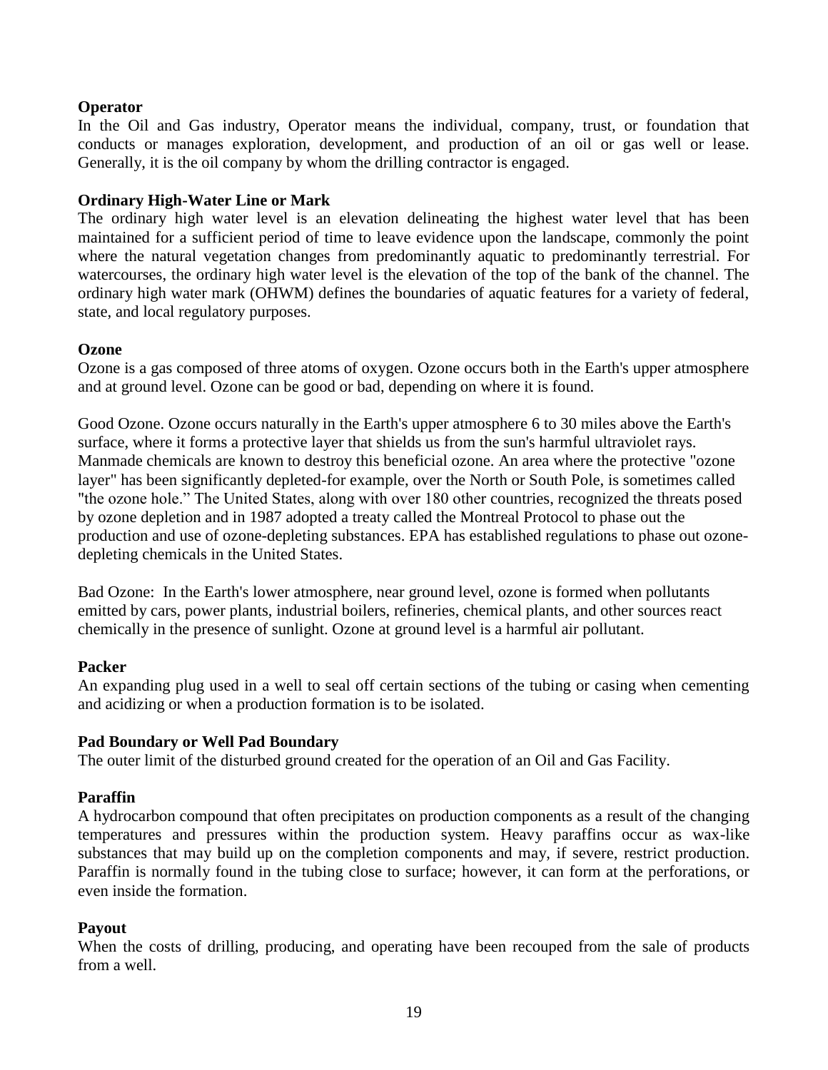**Operator**

In the Oil and Gas industry, Operator means the individual, company, trust, or foundation that conducts or manages exploration, development, and production of an oil or gas well or lease. Generally, it is the oil company by whom the drilling contractor is engaged.

**Ordinary High-Water Line or Mark**

The ordinary high water level is an elevation delineating the highest water level that has been maintained for a sufficient period of time to leave evidence upon the landscape, commonly the point where the natural vegetation changes from predominantly aquatic to predominantly terrestrial. For watercourses, the ordinary high water level is the elevation of the top of the bank of the channel. The ordinary high water mark (OHWM) defines the boundaries of aquatic features for a variety of federal, state, and local regulatory purposes.

**Ozone**

Ozone is a gas composed of three atoms of oxygen. Ozone occurs both in the Earth's upper atmosphere and at ground level. Ozone can be good or bad, depending on where it is found.

Good Ozone. Ozone occurs naturally in the Earth's upper atmosphere 6 to 30 miles above the Earth's surface, where it forms a protective layer that shields us from the sun's harmful ultraviolet rays. Manmade chemicals are known to destroy this beneficial ozone. An area where the protective "ozone layer" has been significantly depleted-for example, over the North or South Pole, is sometimes called "the ozone hole." The United States, along with over 180 other countries, recognized the threats posed by ozone depletion and in 1987 adopted a treaty called the Montreal Protocol to phase out the production and use of ozone-depleting substances. EPA has established regulations to phase out ozone-depleting chemicals in the United States.

Bad Ozone: In the Earth's lower atmosphere, near ground level, ozone is formed when pollutants emitted by cars, power plants, industrial boilers, refineries, chemical plants, and other sources react chemically in the presence of sunlight. Ozone at ground level is a harmful air pollutant.

**Packer**

An expanding plug used in a well to seal off certain sections of the tubing or casing when cementing and acidizing or when a production formation is to be isolated.

**Pad Boundary or Well Pad Boundary**

The outer limit of the disturbed ground created for the operation of an Oil and Gas Facility.

**Paraffin**

A hydrocarbon compound that often precipitates on production components as a result of the changing temperatures and pressures within the production system. Heavy paraffins occur as wax-like substances that may build up on the completion components and may, if severe, restrict production. Paraffin is normally found in the tubing close to surface; however, it can form at the perforations, or even inside the formation.

**Payout**

When the costs of drilling, producing, and operating have been recouped from the sale of products from a well.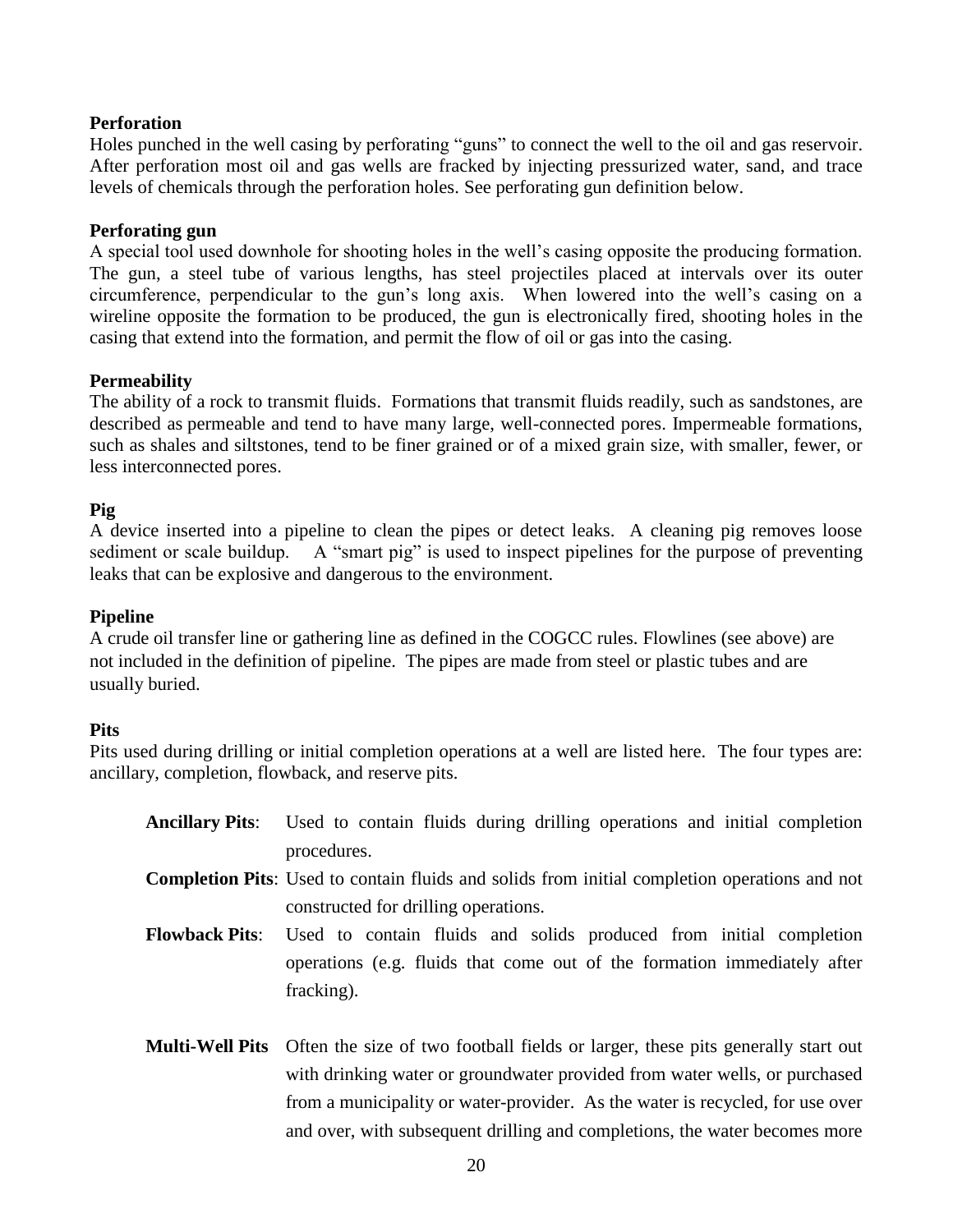**Perforation**

Holes punched in the well casing by perforating "guns" to connect the well to the oil and gas reservoir. After perforation most oil and gas wells are fracked by injecting pressurized water, sand, and trace levels of chemicals through the perforation holes. See perforating gun definition below.

**Perforating gun**

A special tool used downhole for shooting holes in the well's casing opposite the producing formation. The gun, a steel tube of various lengths, has steel projectiles placed at intervals over its outer circumference, perpendicular to the gun's long axis. When lowered into the well's casing on a wireline opposite the formation to be produced, the gun is electronically fired, shooting holes in the casing that extend into the formation, and permit the flow of oil or gas into the casing.

**Permeability**

The ability of a rock to transmit fluids. Formations that transmit fluids readily, such as sandstones, are described as permeable and tend to have many large, well-connected pores. Impermeable formations, such as shales and siltstones, tend to be finer grained or of a mixed grain size, with smaller, fewer, or less interconnected pores.

**Pig**

A device inserted into a pipeline to clean the pipes or detect leaks. A cleaning pig removes loose sediment or scale buildup. A "smart pig" is used to inspect pipelines for the purpose of preventing leaks that can be explosive and dangerous to the environment.

**Pipeline**

A crude oil transfer line or gathering line as defined in the COGCC rules. Flowlines (see above) are not included in the definition of pipeline. The pipes are made from steel or plastic tubes and are usually buried.

**Pits**

Pits used during drilling or initial completion operations at a well are listed here. The four types are: ancillary, completion, flowback, and reserve pits.

**Ancillary Pits**: Used to contain fluids during drilling operations and initial completion procedures.

**Completion Pits**: Used to contain fluids and solids from initial completion operations and not constructed for drilling operations.

**Flowback Pits**: Used to contain fluids and solids produced from initial completion operations (e.g. fluids that come out of the formation immediately after fracking).

**Multi-Well Pits** Often the size of two football fields or larger, these pits generally start out with drinking water or groundwater provided from water wells, or purchased from a municipality or water-provider. As the water is recycled, for use over and over, with subsequent drilling and completions, the water becomes more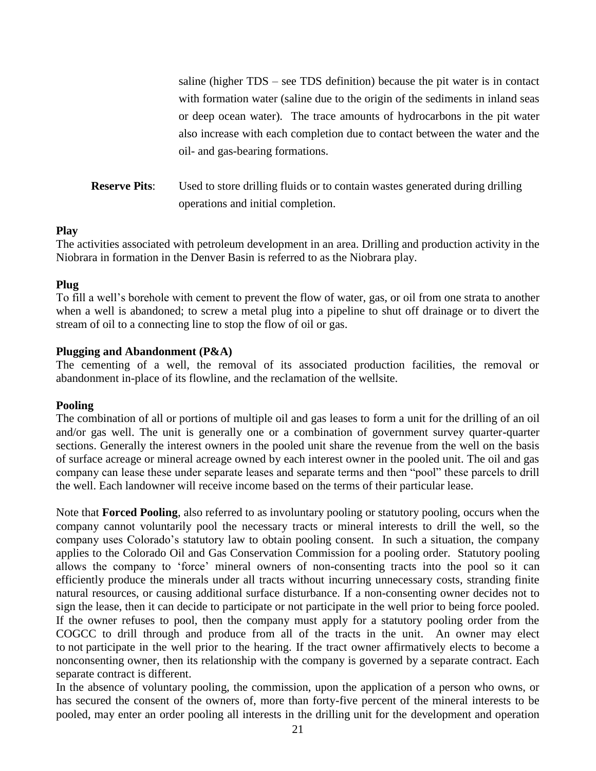saline (higher TDS – see TDS definition) because the pit water is in contact with formation water (saline due to the origin of the sediments in inland seas or deep ocean water). The trace amounts of hydrocarbons in the pit water also increase with each completion due to contact between the water and the oil- and gas-bearing formations.

**Reserve Pits**: Used to store drilling fluids or to contain wastes generated during drilling operations and initial completion.

**Play**

The activities associated with petroleum development in an area. Drilling and production activity in the Niobrara in formation in the Denver Basin is referred to as the Niobrara play.

**Plug**

To fill a well's borehole with cement to prevent the flow of water, gas, or oil from one strata to another when a well is abandoned; to screw a metal plug into a pipeline to shut off drainage or to divert the stream of oil to a connecting line to stop the flow of oil or gas.

**Plugging and Abandonment (P&A)**

The cementing of a well, the removal of its associated production facilities, the removal or abandonment in-place of its flowline, and the reclamation of the wellsite.

**Pooling**

The combination of all or portions of multiple oil and gas leases to form a unit for the drilling of an oil and/or gas well. The unit is generally one or a combination of government survey quarter-quarter sections. Generally the interest owners in the pooled unit share the revenue from the well on the basis of surface acreage or mineral acreage owned by each interest owner in the pooled unit. The oil and gas company can lease these under separate leases and separate terms and then "pool" these parcels to drill the well. Each landowner will receive income based on the terms of their particular lease.

Note that **Forced Pooling**, also referred to as involuntary pooling or statutory pooling, occurs when the company cannot voluntarily pool the necessary tracts or mineral interests to drill the well, so the company uses Colorado's statutory law to obtain pooling consent. In such a situation, the company applies to the Colorado Oil and Gas Conservation Commission for a pooling order. Statutory pooling allows the company to 'force' mineral owners of non-consenting tracts into the pool so it can efficiently produce the minerals under all tracts without incurring unnecessary costs, stranding finite natural resources, or causing additional surface disturbance. If a non-consenting owner decides not to sign the lease, then it can decide to participate or not participate in the well prior to being force pooled. If the owner refuses to pool, then the company must apply for a statutory pooling order from the COGCC to drill through and produce from all of the tracts in the unit. An owner may elect to not participate in the well prior to the hearing. If the tract owner affirmatively elects to become a nonconsenting owner, then its relationship with the company is governed by a separate contract. Each separate contract is different.

In the absence of voluntary pooling, the commission, upon the application of a person who owns, or has secured the consent of the owners of, more than forty-five percent of the mineral interests to be pooled, may enter an order pooling all interests in the drilling unit for the development and operation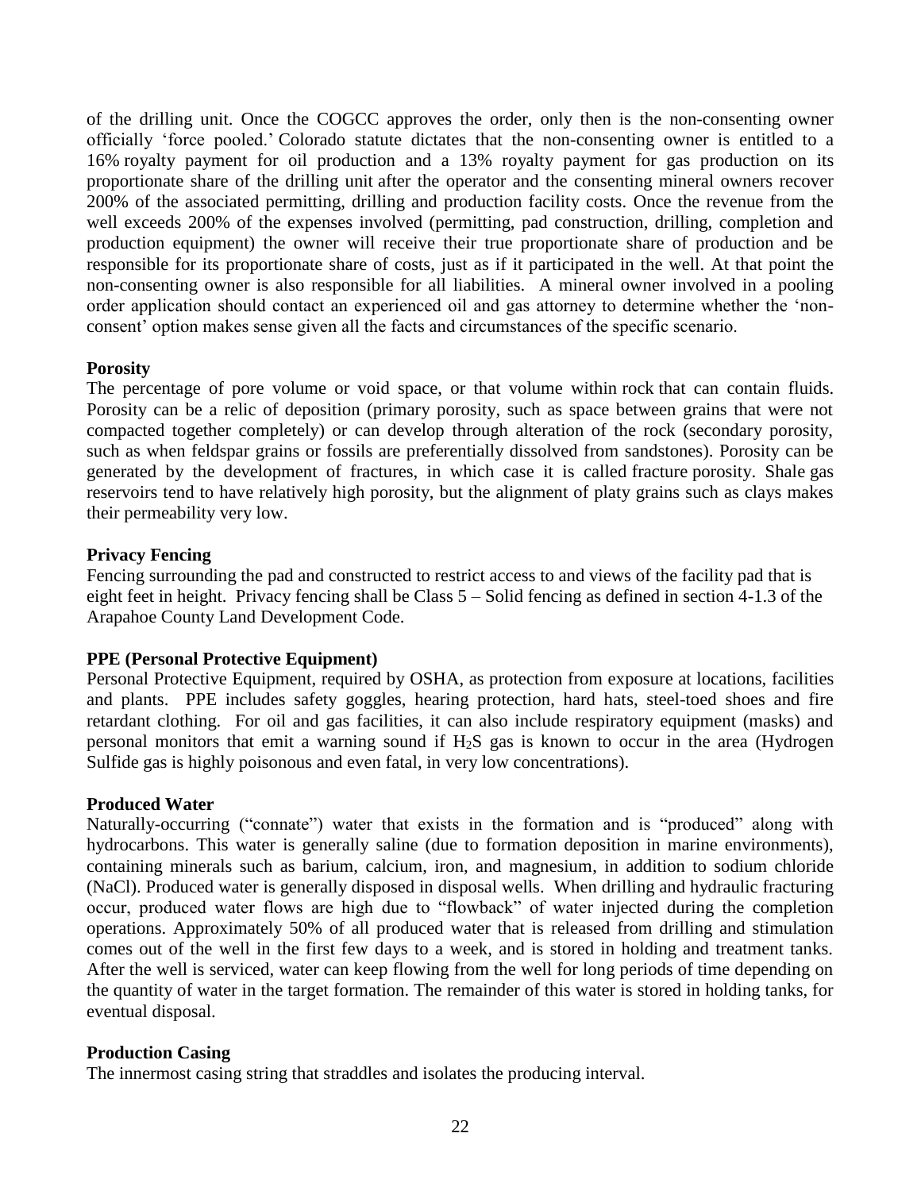of the drilling unit. Once the COGCC approves the order, only then is the non-consenting owner officially 'force pooled.' Colorado statute dictates that the non-consenting owner is entitled to a 16% royalty payment for oil production and a 13% royalty payment for gas production on its proportionate share of the drilling unit after the operator and the consenting mineral owners recover 200% of the associated permitting, drilling and production facility costs. Once the revenue from the well exceeds 200% of the expenses involved (permitting, pad construction, drilling, completion and production equipment) the owner will receive their true proportionate share of production and be responsible for its proportionate share of costs, just as if it participated in the well. At that point the non-consenting owner is also responsible for all liabilities. A mineral owner involved in a pooling order application should contact an experienced oil and gas attorney to determine whether the 'non-consent' option makes sense given all the facts and circumstances of the specific scenario.

**Porosity**

The percentage of pore volume or void space, or that volume within rock that can contain fluids. Porosity can be a relic of deposition (primary porosity, such as space between grains that were not compacted together completely) or can develop through alteration of the rock (secondary porosity, such as when feldspar grains or fossils are preferentially dissolved from sandstones). Porosity can be generated by the development of fractures, in which case it is called fracture porosity. Shale gas reservoirs tend to have relatively high porosity, but the alignment of platy grains such as clays makes their permeability very low.

**Privacy Fencing**

Fencing surrounding the pad and constructed to restrict access to and views of the facility pad that is eight feet in height. Privacy fencing shall be Class 5 – Solid fencing as defined in section 4-1.3 of the Arapahoe County Land Development Code.

**PPE (Personal Protective Equipment)**

Personal Protective Equipment, required by OSHA, as protection from exposure at locations, facilities and plants. PPE includes safety goggles, hearing protection, hard hats, steel-toed shoes and fire retardant clothing. For oil and gas facilities, it can also include respiratory equipment (masks) and personal monitors that emit a warning sound if $H_2S$ gas is known to occur in the area (Hydrogen Sulfide gas is highly poisonous and even fatal, in very low concentrations).

**Produced Water**

Naturally-occurring ("connate") water that exists in the formation and is "produced" along with hydrocarbons. This water is generally saline (due to formation deposition in marine environments), containing minerals such as barium, calcium, iron, and magnesium, in addition to sodium chloride (NaCl). Produced water is generally disposed in disposal wells. When drilling and hydraulic fracturing occur, produced water flows are high due to "flowback" of water injected during the completion operations. Approximately 50% of all produced water that is released from drilling and stimulation comes out of the well in the first few days to a week, and is stored in holding and treatment tanks. After the well is serviced, water can keep flowing from the well for long periods of time depending on the quantity of water in the target formation. The remainder of this water is stored in holding tanks, for eventual disposal.

**Production Casing**

The innermost casing string that straddles and isolates the producing interval.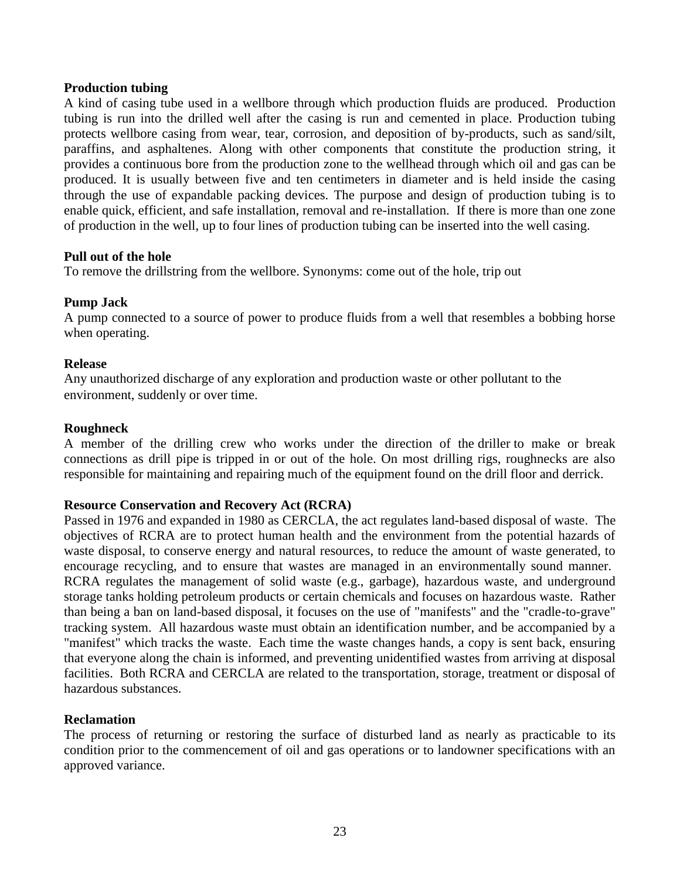**Production tubing**

A kind of casing tube used in a wellbore through which production fluids are produced. Production tubing is run into the drilled well after the casing is run and cemented in place. Production tubing protects wellbore casing from wear, tear, corrosion, and deposition of by-products, such as sand/silt, paraffins, and asphaltenes. Along with other components that constitute the production string, it provides a continuous bore from the production zone to the wellhead through which oil and gas can be produced. It is usually between five and ten centimeters in diameter and is held inside the casing through the use of expandable packing devices. The purpose and design of production tubing is to enable quick, efficient, and safe installation, removal and re-installation. If there is more than one zone of production in the well, up to four lines of production tubing can be inserted into the well casing.

**Pull out of the hole**

To remove the drillstring from the wellbore. Synonyms: come out of the hole, trip out

**Pump Jack**

A pump connected to a source of power to produce fluids from a well that resembles a bobbing horse when operating.

**Release**

Any unauthorized discharge of any exploration and production waste or other pollutant to the environment, suddenly or over time.

**Roughneck**

A member of the drilling crew who works under the direction of the driller to make or break connections as drill pipe is tripped in or out of the hole. On most drilling rigs, roughnecks are also responsible for maintaining and repairing much of the equipment found on the drill floor and derrick.

**Resource Conservation and Recovery Act (RCRA)**

Passed in 1976 and expanded in 1980 as CERCLA, the act regulates land-based disposal of waste. The objectives of RCRA are to protect human health and the environment from the potential hazards of waste disposal, to conserve energy and natural resources, to reduce the amount of waste generated, to encourage recycling, and to ensure that wastes are managed in an environmentally sound manner. RCRA regulates the management of solid waste (e.g., garbage), hazardous waste, and underground storage tanks holding petroleum products or certain chemicals and focuses on hazardous waste. Rather than being a ban on land-based disposal, it focuses on the use of "manifests" and the "cradle-to-grave" tracking system. All hazardous waste must obtain an identification number, and be accompanied by a "manifest" which tracks the waste. Each time the waste changes hands, a copy is sent back, ensuring that everyone along the chain is informed, and preventing unidentified wastes from arriving at disposal facilities. Both RCRA and CERCLA are related to the transportation, storage, treatment or disposal of hazardous substances.

**Reclamation**

The process of returning or restoring the surface of disturbed land as nearly as practicable to its condition prior to the commencement of oil and gas operations or to landowner specifications with an approved variance.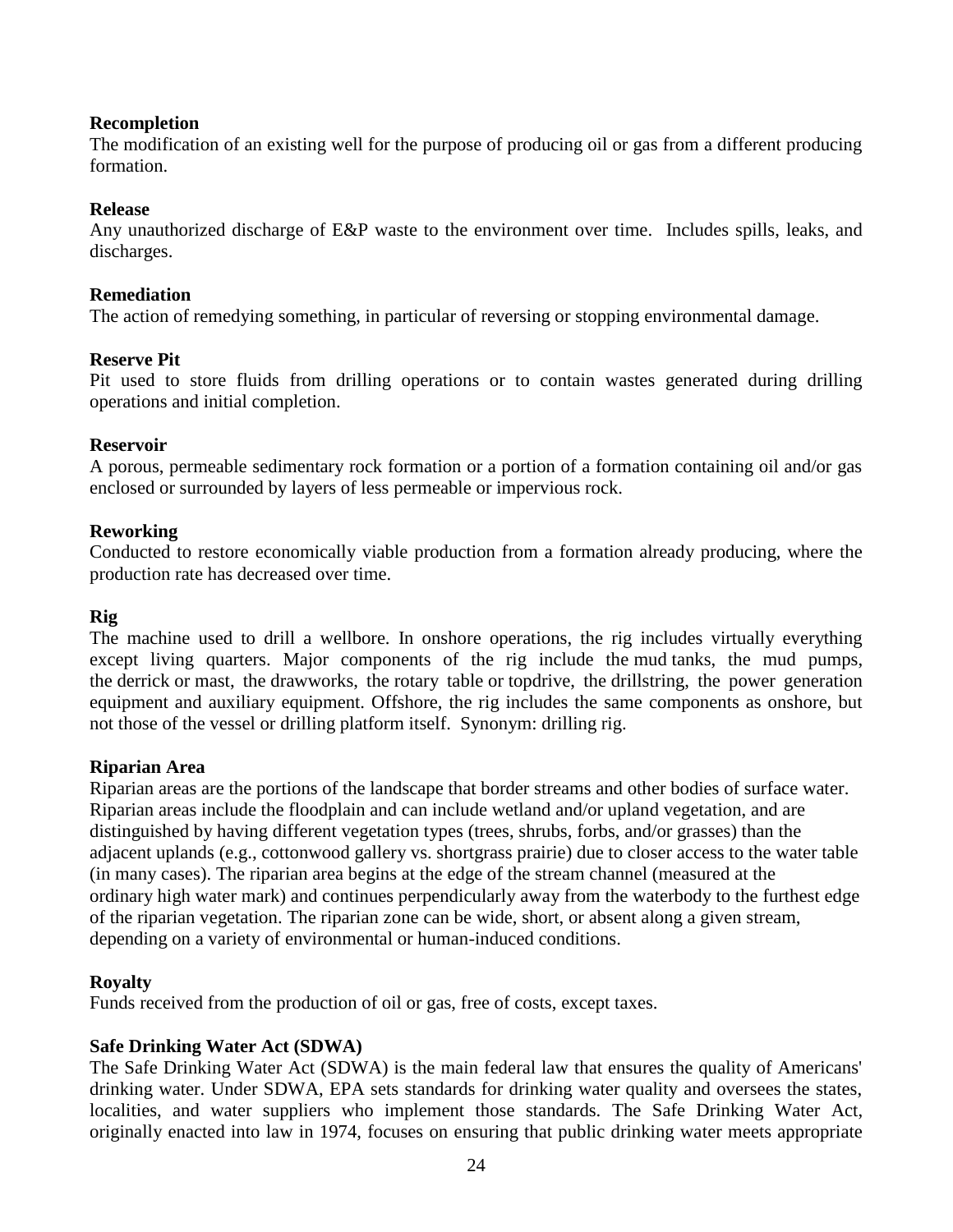**Recompletion**
The modification of an existing well for the purpose of producing oil or gas from a different producing formation.

**Release**
Any unauthorized discharge of E&P waste to the environment over time. Includes spills, leaks, and discharges.

**Remediation**
The action of remedying something, in particular of reversing or stopping environmental damage.

**Reserve Pit**
Pit used to store fluids from drilling operations or to contain wastes generated during drilling operations and initial completion.

**Reservoir**
A porous, permeable sedimentary rock formation or a portion of a formation containing oil and/or gas enclosed or surrounded by layers of less permeable or impervious rock.

**Reworking**
Conducted to restore economically viable production from a formation already producing, where the production rate has decreased over time.

**Rig**
The machine used to drill a wellbore. In onshore operations, the rig includes virtually everything except living quarters. Major components of the rig include the mud tanks, the mud pumps, the derrick or mast, the drawworks, the rotary table or topdrive, the drillstring, the power generation equipment and auxiliary equipment. Offshore, the rig includes the same components as onshore, but not those of the vessel or drilling platform itself. Synonym: drilling rig.

**Riparian Area**
Riparian areas are the portions of the landscape that border streams and other bodies of surface water. Riparian areas include the floodplain and can include wetland and/or upland vegetation, and are distinguished by having different vegetation types (trees, shrubs, forbs, and/or grasses) than the adjacent uplands (e.g., cottonwood gallery vs. shortgrass prairie) due to closer access to the water table (in many cases). The riparian area begins at the edge of the stream channel (measured at the ordinary high water mark) and continues perpendicularly away from the waterbody to the furthest edge of the riparian vegetation. The riparian zone can be wide, short, or absent along a given stream, depending on a variety of environmental or human-induced conditions.

**Royalty**
Funds received from the production of oil or gas, free of costs, except taxes.

**Safe Drinking Water Act (SDWA)**
The Safe Drinking Water Act (SDWA) is the main federal law that ensures the quality of Americans' drinking water. Under SDWA, EPA sets standards for drinking water quality and oversees the states, localities, and water suppliers who implement those standards. The Safe Drinking Water Act, originally enacted into law in 1974, focuses on ensuring that public drinking water meets appropriate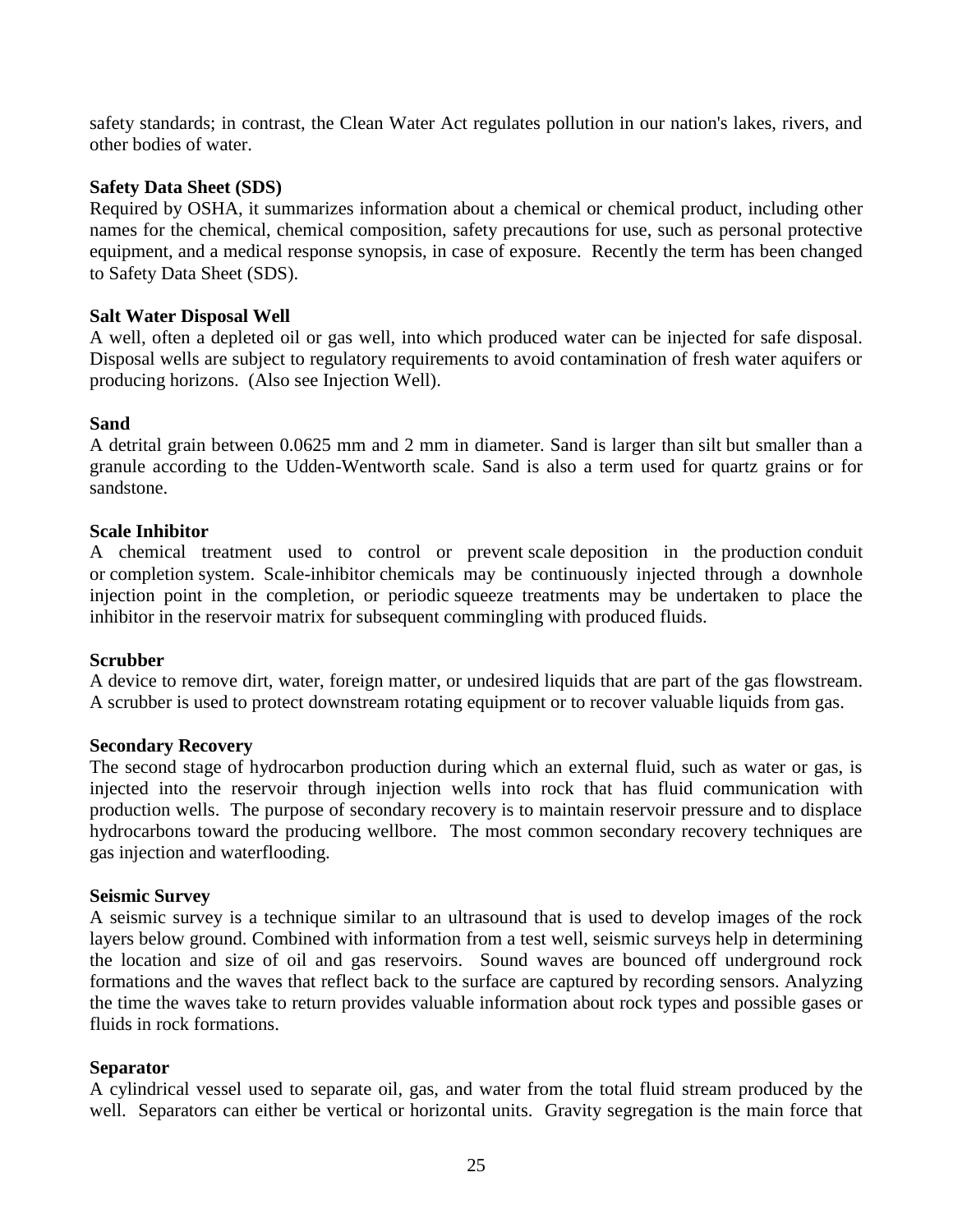safety standards; in contrast, the Clean Water Act regulates pollution in our nation's lakes, rivers, and other bodies of water.

**Safety Data Sheet (SDS)**
Required by OSHA, it summarizes information about a chemical or chemical product, including other names for the chemical, chemical composition, safety precautions for use, such as personal protective equipment, and a medical response synopsis, in case of exposure. Recently the term has been changed to Safety Data Sheet (SDS).

**Salt Water Disposal Well**
A well, often a depleted oil or gas well, into which produced water can be injected for safe disposal. Disposal wells are subject to regulatory requirements to avoid contamination of fresh water aquifers or producing horizons. (Also see Injection Well).

**Sand**
A detrital grain between 0.0625 mm and 2 mm in diameter. Sand is larger than silt but smaller than a granule according to the Udden-Wentworth scale. Sand is also a term used for quartz grains or for sandstone.

**Scale Inhibitor**
A chemical treatment used to control or prevent scale deposition in the production conduit or completion system. Scale-inhibitor chemicals may be continuously injected through a downhole injection point in the completion, or periodic squeeze treatments may be undertaken to place the inhibitor in the reservoir matrix for subsequent commingling with produced fluids.

**Scrubber**
A device to remove dirt, water, foreign matter, or undesired liquids that are part of the gas flowstream. A scrubber is used to protect downstream rotating equipment or to recover valuable liquids from gas.

**Secondary Recovery**
The second stage of hydrocarbon production during which an external fluid, such as water or gas, is injected into the reservoir through injection wells into rock that has fluid communication with production wells. The purpose of secondary recovery is to maintain reservoir pressure and to displace hydrocarbons toward the producing wellbore. The most common secondary recovery techniques are gas injection and waterflooding.

**Seismic Survey**
A seismic survey is a technique similar to an ultrasound that is used to develop images of the rock layers below ground. Combined with information from a test well, seismic surveys help in determining the location and size of oil and gas reservoirs. Sound waves are bounced off underground rock formations and the waves that reflect back to the surface are captured by recording sensors. Analyzing the time the waves take to return provides valuable information about rock types and possible gases or fluids in rock formations.

**Separator**
A cylindrical vessel used to separate oil, gas, and water from the total fluid stream produced by the well. Separators can either be vertical or horizontal units. Gravity segregation is the main force that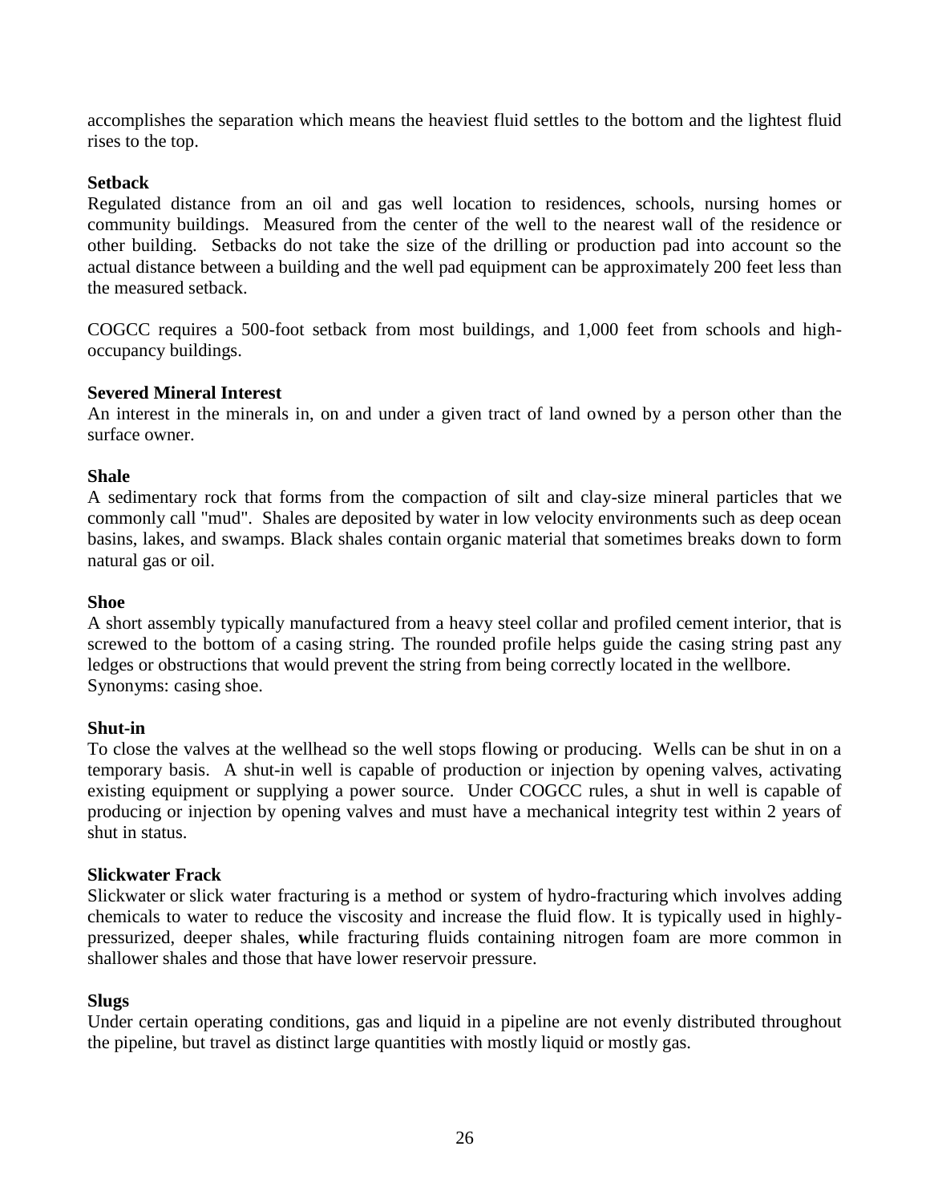accomplishes the separation which means the heaviest fluid settles to the bottom and the lightest fluid rises to the top.

**Setback**

Regulated distance from an oil and gas well location to residences, schools, nursing homes or community buildings. Measured from the center of the well to the nearest wall of the residence or other building. Setbacks do not take the size of the drilling or production pad into account so the actual distance between a building and the well pad equipment can be approximately 200 feet less than the measured setback.

COGCC requires a 500-foot setback from most buildings, and 1,000 feet from schools and high-occupancy buildings.

**Severed Mineral Interest**

An interest in the minerals in, on and under a given tract of land owned by a person other than the surface owner.

**Shale**

A sedimentary rock that forms from the compaction of silt and clay-size mineral particles that we commonly call "mud". Shales are deposited by water in low velocity environments such as deep ocean basins, lakes, and swamps. Black shales contain organic material that sometimes breaks down to form natural gas or oil.

**Shoe**

A short assembly typically manufactured from a heavy steel collar and profiled cement interior, that is screwed to the bottom of a casing string. The rounded profile helps guide the casing string past any ledges or obstructions that would prevent the string from being correctly located in the wellbore. Synonyms: casing shoe.

**Shut-in**

To close the valves at the wellhead so the well stops flowing or producing. Wells can be shut in on a temporary basis. A shut-in well is capable of production or injection by opening valves, activating existing equipment or supplying a power source. Under COGCC rules, a shut in well is capable of producing or injection by opening valves and must have a mechanical integrity test within 2 years of shut in status.

**Slickwater Frack**

Slickwater or slick water fracturing is a method or system of hydro-fracturing which involves adding chemicals to water to reduce the viscosity and increase the fluid flow. It is typically used in highly-pressurized, deeper shales, while fracturing fluids containing nitrogen foam are more common in shallower shales and those that have lower reservoir pressure.

**Slugs**

Under certain operating conditions, gas and liquid in a pipeline are not evenly distributed throughout the pipeline, but travel as distinct large quantities with mostly liquid or mostly gas.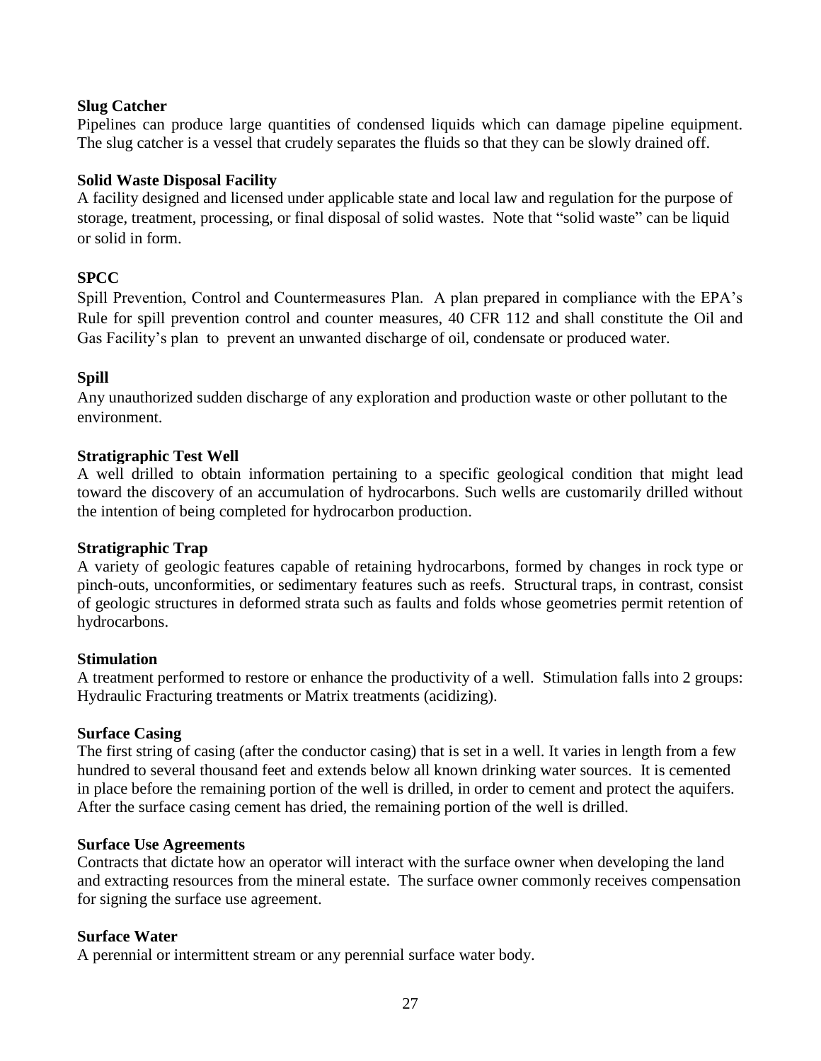**Slug Catcher**

Pipelines can produce large quantities of condensed liquids which can damage pipeline equipment. The slug catcher is a vessel that crudely separates the fluids so that they can be slowly drained off.

**Solid Waste Disposal Facility**

A facility designed and licensed under applicable state and local law and regulation for the purpose of storage, treatment, processing, or final disposal of solid wastes. Note that "solid waste" can be liquid or solid in form.

**SPCC**

Spill Prevention, Control and Countermeasures Plan. A plan prepared in compliance with the EPA's Rule for spill prevention control and counter measures, 40 CFR 112 and shall constitute the Oil and Gas Facility's plan to prevent an unwanted discharge of oil, condensate or produced water.

**Spill**

Any unauthorized sudden discharge of any exploration and production waste or other pollutant to the environment.

**Stratigraphic Test Well**

A well drilled to obtain information pertaining to a specific geological condition that might lead toward the discovery of an accumulation of hydrocarbons. Such wells are customarily drilled without the intention of being completed for hydrocarbon production.

**Stratigraphic Trap**

A variety of geologic features capable of retaining hydrocarbons, formed by changes in rock type or pinch-outs, unconformities, or sedimentary features such as reefs. Structural traps, in contrast, consist of geologic structures in deformed strata such as faults and folds whose geometries permit retention of hydrocarbons.

**Stimulation**

A treatment performed to restore or enhance the productivity of a well. Stimulation falls into 2 groups: Hydraulic Fracturing treatments or Matrix treatments (acidizing).

**Surface Casing**

The first string of casing (after the conductor casing) that is set in a well. It varies in length from a few hundred to several thousand feet and extends below all known drinking water sources. It is cemented in place before the remaining portion of the well is drilled, in order to cement and protect the aquifers. After the surface casing cement has dried, the remaining portion of the well is drilled.

**Surface Use Agreements**

Contracts that dictate how an operator will interact with the surface owner when developing the land and extracting resources from the mineral estate. The surface owner commonly receives compensation for signing the surface use agreement.

**Surface Water**

A perennial or intermittent stream or any perennial surface water body.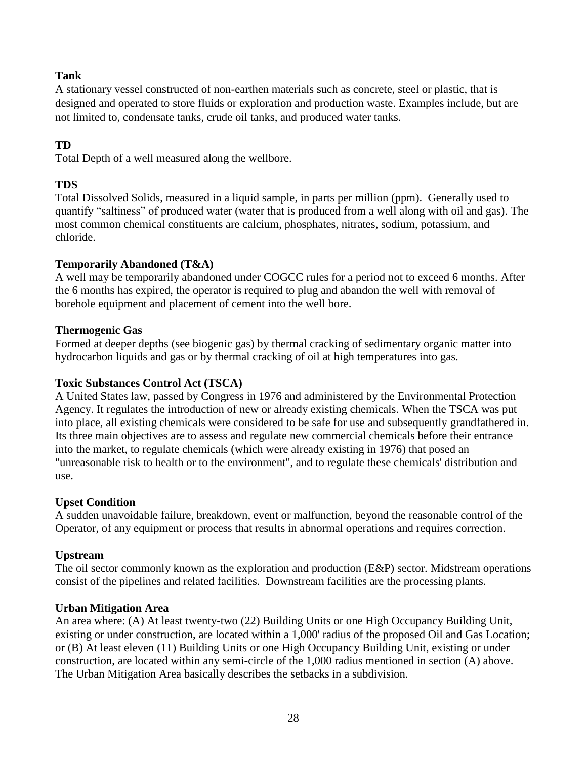**Tank**

A stationary vessel constructed of non-earthen materials such as concrete, steel or plastic, that is designed and operated to store fluids or exploration and production waste. Examples include, but are not limited to, condensate tanks, crude oil tanks, and produced water tanks.

**TD**

Total Depth of a well measured along the wellbore.

**TDS**

Total Dissolved Solids, measured in a liquid sample, in parts per million (ppm). Generally used to quantify "saltiness" of produced water (water that is produced from a well along with oil and gas). The most common chemical constituents are calcium, phosphates, nitrates, sodium, potassium, and chloride.

**Temporarily Abandoned (T&A)**

A well may be temporarily abandoned under COGCC rules for a period not to exceed 6 months. After the 6 months has expired, the operator is required to plug and abandon the well with removal of borehole equipment and placement of cement into the well bore.

**Thermogenic Gas**

Formed at deeper depths (see biogenic gas) by thermal cracking of sedimentary organic matter into hydrocarbon liquids and gas or by thermal cracking of oil at high temperatures into gas.

**Toxic Substances Control Act (TSCA)**

A United States law, passed by Congress in 1976 and administered by the Environmental Protection Agency. It regulates the introduction of new or already existing chemicals. When the TSCA was put into place, all existing chemicals were considered to be safe for use and subsequently grandfathered in. Its three main objectives are to assess and regulate new commercial chemicals before their entrance into the market, to regulate chemicals (which were already existing in 1976) that posed an "unreasonable risk to health or to the environment", and to regulate these chemicals' distribution and use.

**Upset Condition**

A sudden unavoidable failure, breakdown, event or malfunction, beyond the reasonable control of the Operator, of any equipment or process that results in abnormal operations and requires correction.

**Upstream**

The oil sector commonly known as the exploration and production (E&P) sector. Midstream operations consist of the pipelines and related facilities. Downstream facilities are the processing plants.

**Urban Mitigation Area**

An area where: (A) At least twenty-two (22) Building Units or one High Occupancy Building Unit, existing or under construction, are located within a 1,000' radius of the proposed Oil and Gas Location; or (B) At least eleven (11) Building Units or one High Occupancy Building Unit, existing or under construction, are located within any semi-circle of the 1,000 radius mentioned in section (A) above. The Urban Mitigation Area basically describes the setbacks in a subdivision.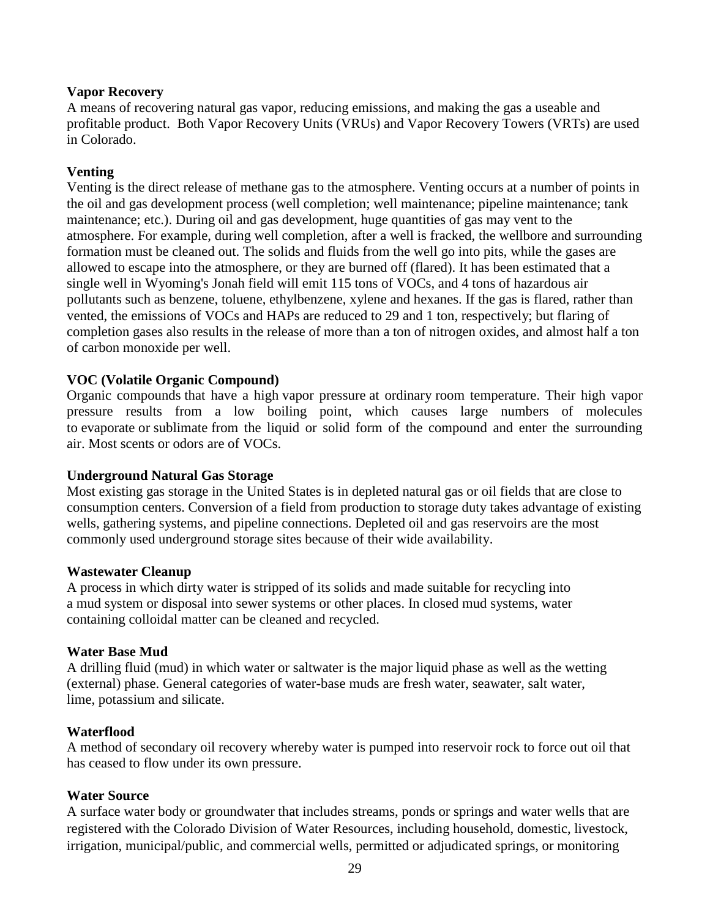**Vapor Recovery**
A means of recovering natural gas vapor, reducing emissions, and making the gas a useable and profitable product. Both Vapor Recovery Units (VRUs) and Vapor Recovery Towers (VRTs) are used in Colorado.

**Venting**
Venting is the direct release of methane gas to the atmosphere. Venting occurs at a number of points in the oil and gas development process (well completion; well maintenance; pipeline maintenance; tank maintenance; etc.). During oil and gas development, huge quantities of gas may vent to the atmosphere. For example, during well completion, after a well is fracked, the wellbore and surrounding formation must be cleaned out. The solids and fluids from the well go into pits, while the gases are allowed to escape into the atmosphere, or they are burned off (flared). It has been estimated that a single well in Wyoming's Jonah field will emit 115 tons of VOCs, and 4 tons of hazardous air pollutants such as benzene, toluene, ethylbenzene, xylene and hexanes. If the gas is flared, rather than vented, the emissions of VOCs and HAPs are reduced to 29 and 1 ton, respectively; but flaring of completion gases also results in the release of more than a ton of nitrogen oxides, and almost half a ton of carbon monoxide per well.

**VOC (Volatile Organic Compound)**
Organic compounds that have a high vapor pressure at ordinary room temperature. Their high vapor pressure results from a low boiling point, which causes large numbers of molecules to evaporate or sublimate from the liquid or solid form of the compound and enter the surrounding air. Most scents or odors are of VOCs.

**Underground Natural Gas Storage**
Most existing gas storage in the United States is in depleted natural gas or oil fields that are close to consumption centers. Conversion of a field from production to storage duty takes advantage of existing wells, gathering systems, and pipeline connections. Depleted oil and gas reservoirs are the most commonly used underground storage sites because of their wide availability.

**Wastewater Cleanup**
A process in which dirty water is stripped of its solids and made suitable for recycling into a mud system or disposal into sewer systems or other places. In closed mud systems, water containing colloidal matter can be cleaned and recycled.

**Water Base Mud**
A drilling fluid (mud) in which water or saltwater is the major liquid phase as well as the wetting (external) phase. General categories of water-base muds are fresh water, seawater, salt water, lime, potassium and silicate.

**Waterflood**
A method of secondary oil recovery whereby water is pumped into reservoir rock to force out oil that has ceased to flow under its own pressure.

**Water Source**
A surface water body or groundwater that includes streams, ponds or springs and water wells that are registered with the Colorado Division of Water Resources, including household, domestic, livestock, irrigation, municipal/public, and commercial wells, permitted or adjudicated springs, or monitoring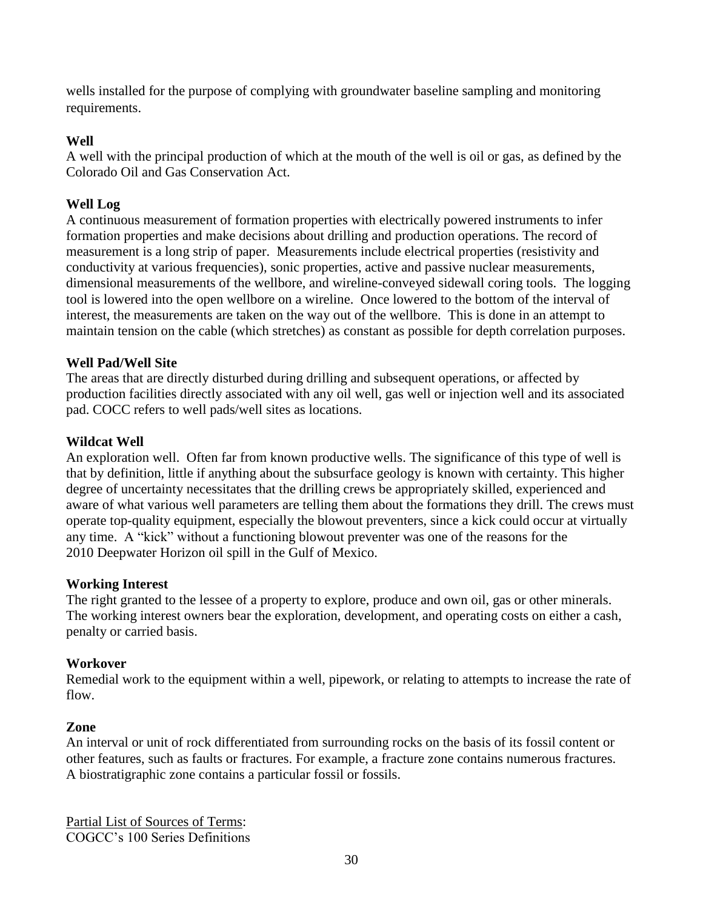wells installed for the purpose of complying with groundwater baseline sampling and monitoring requirements.

**Well**

A well with the principal production of which at the mouth of the well is oil or gas, as defined by the Colorado Oil and Gas Conservation Act.

**Well Log**

A continuous measurement of formation properties with electrically powered instruments to infer formation properties and make decisions about drilling and production operations. The record of measurement is a long strip of paper. Measurements include electrical properties (resistivity and conductivity at various frequencies), sonic properties, active and passive nuclear measurements, dimensional measurements of the wellbore, and wireline-conveyed sidewall coring tools. The logging tool is lowered into the open wellbore on a wireline. Once lowered to the bottom of the interval of interest, the measurements are taken on the way out of the wellbore. This is done in an attempt to maintain tension on the cable (which stretches) as constant as possible for depth correlation purposes.

**Well Pad/Well Site**

The areas that are directly disturbed during drilling and subsequent operations, or affected by production facilities directly associated with any oil well, gas well or injection well and its associated pad. COCC refers to well pads/well sites as locations.

**Wildcat Well**

An exploration well. Often far from known productive wells. The significance of this type of well is that by definition, little if anything about the subsurface geology is known with certainty. This higher degree of uncertainty necessitates that the drilling crews be appropriately skilled, experienced and aware of what various well parameters are telling them about the formations they drill. The crews must operate top-quality equipment, especially the blowout preventers, since a kick could occur at virtually any time. A "kick" without a functioning blowout preventer was one of the reasons for the 2010 Deepwater Horizon oil spill in the Gulf of Mexico.

**Working Interest**

The right granted to the lessee of a property to explore, produce and own oil, gas or other minerals. The working interest owners bear the exploration, development, and operating costs on either a cash, penalty or carried basis.

**Workover**

Remedial work to the equipment within a well, pipework, or relating to attempts to increase the rate of flow.

**Zone**

An interval or unit of rock differentiated from surrounding rocks on the basis of its fossil content or other features, such as faults or fractures. For example, a fracture zone contains numerous fractures. A biostratigraphic zone contains a particular fossil or fossils.

Partial List of Sources of Terms:
COGCC's 100 Series Definitions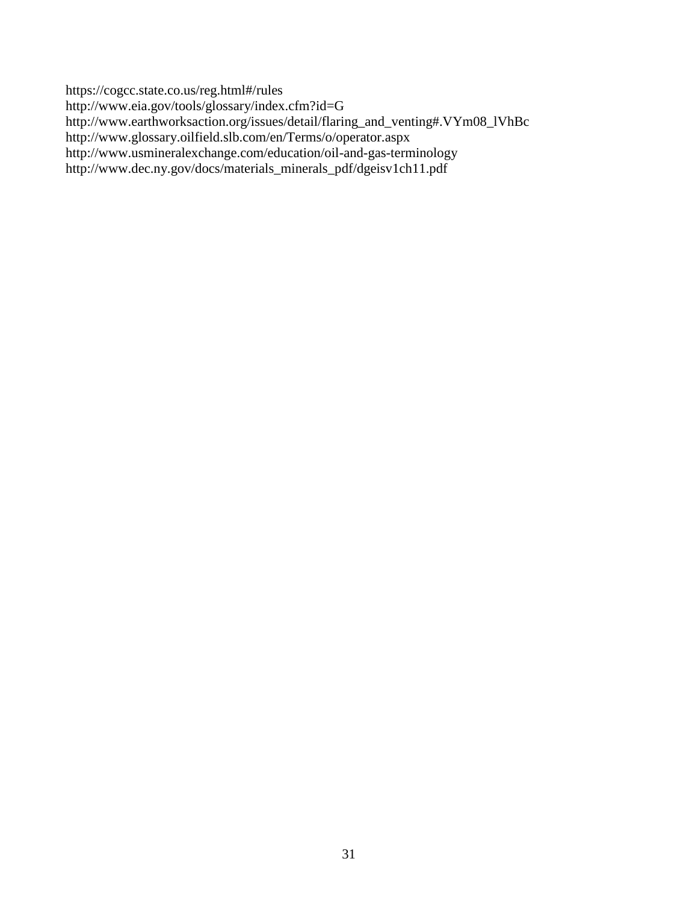https://cogcc.state.co.us/reg.html#/rules
http://www.eia.gov/tools/glossary/index.cfm?id=G
http://www.earthworksaction.org/issues/detail/flaring_and_venting#.VYm08_lVhBc
http://www.glossary.oilfield.slb.com/en/Terms/o/operator.aspx
http://www.usmineralexchange.com/education/oil-and-gas-terminology
http://www.dec.ny.gov/docs/materials_minerals_pdf/dgeisv1ch11.pdf